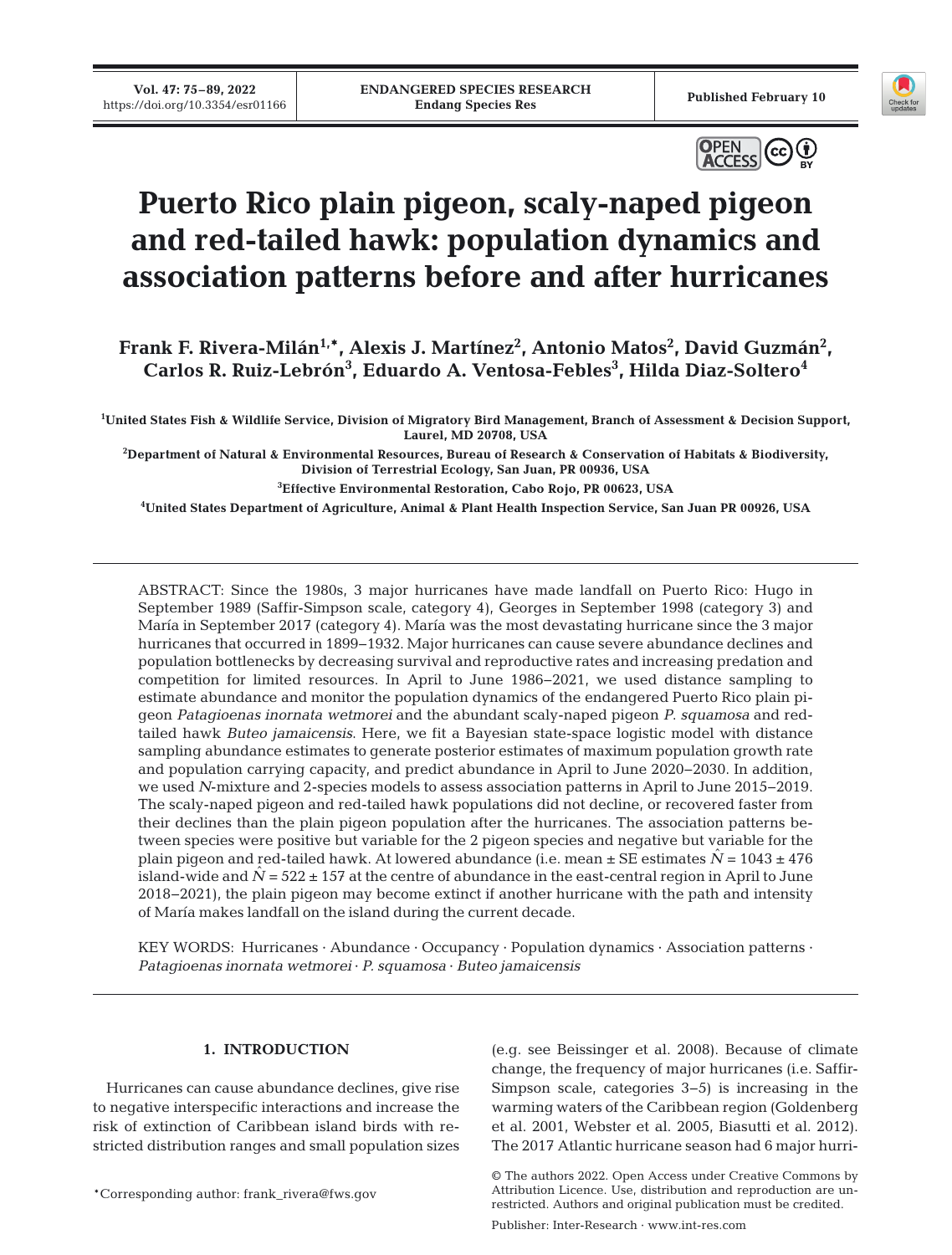# Puerto Rico plain pigeon, scaly-naped pigeon and red-tailed hawk: population dynamics and association patterns before and after hurricanes

**Frank F. Rivera-Milán[1,*], Alexis J. Martínez[2], Antonio Matos[2], David Guzmán[2], Carlos R. Ruiz-Lebrón[3], Eduardo A. Ventosa-Febles[3], Hilda Diaz-Soltero[4]**

[1]United States Fish & Wildlife Service, Division of Migratory Bird Management, Branch of Assessment & Decision Support, Laurel, MD 20708, USA

[2]Department of Natural & Environmental Resources, Bureau of Research & Conservation of Habitats & Biodiversity, Division of Terrestrial Ecology, San Juan, PR 00936, USA

[3]Effective Environmental Restoration, Cabo Rojo, PR 00623, USA

[4]United States Department of Agriculture, Animal & Plant Health Inspection Service, San Juan PR 00926, USA

ABSTRACT: Since the 1980s, 3 major hurricanes have made landfall on Puerto Rico: Hugo in September 1989 (Saffir-Simpson scale, category 4), Georges in September 1998 (category 3) and María in September 2017 (category 4). María was the most devastating hurricane since the 3 major hurricanes that occurred in 1899–1932. Major hurricanes can cause severe abundance declines and population bottlenecks by decreasing survival and reproductive rates and increasing predation and competition for limited resources. In April to June 1986–2021, we used distance sampling to estimate abundance and monitor the population dynamics of the endangered Puerto Rico plain pigeon *Patagioenas inornata wetmorei* and the abundant scaly-naped pigeon *P. squamosa* and red-tailed hawk *Buteo jamaicensis*. Here, we fit a Bayesian state-space logistic model with distance sampling abundance estimates to generate posterior estimates of maximum population growth rate and population carrying capacity, and predict abundance in April to June 2020–2030. In addition, we used *N*-mixture and 2-species models to assess association patterns in April to June 2015–2019. The scaly-naped pigeon and red-tailed hawk populations did not decline, or recovered faster from their declines than the plain pigeon population after the hurricanes. The association patterns between species were positive but variable for the 2 pigeon species and negative but variable for the plain pigeon and red-tailed hawk. At lowered abundance (i.e. mean ± SE estimates $\hat{N}$ = 1043 ± 476 island-wide and $\hat{N}$ = 522 ± 157 at the centre of abundance in the east-central region in April to June 2018–2021), the plain pigeon may become extinct if another hurricane with the path and intensity of María makes landfall on the island during the current decade.

KEY WORDS: Hurricanes · Abundance · Occupancy · Population dynamics · Association patterns · *Patagioenas inornata wetmorei* · *P. squamosa* · *Buteo jamaicensis*

## 1. INTRODUCTION

Hurricanes can cause abundance declines, give rise to negative interspecific interactions and increase the risk of extinction of Caribbean island birds with restricted distribution ranges and small population sizes (e.g. see Beissinger et al. 2008). Because of climate change, the frequency of major hurricanes (i.e. Saffir-Simpson scale, categories 3–5) is increasing in the warming waters of the Caribbean region (Goldenberg et al. 2001, Webster et al. 2005, Biasutti et al. 2012). The 2017 Atlantic hurricane season had 6 major hurri-

*Corresponding author: frank_rivera@fws.gov

© The authors 2022. Open Access under Creative Commons by Attribution Licence. Use, distribution and reproduction are unrestricted. Authors and original publication must be credited.

Publisher: Inter-Research · www.int-res.com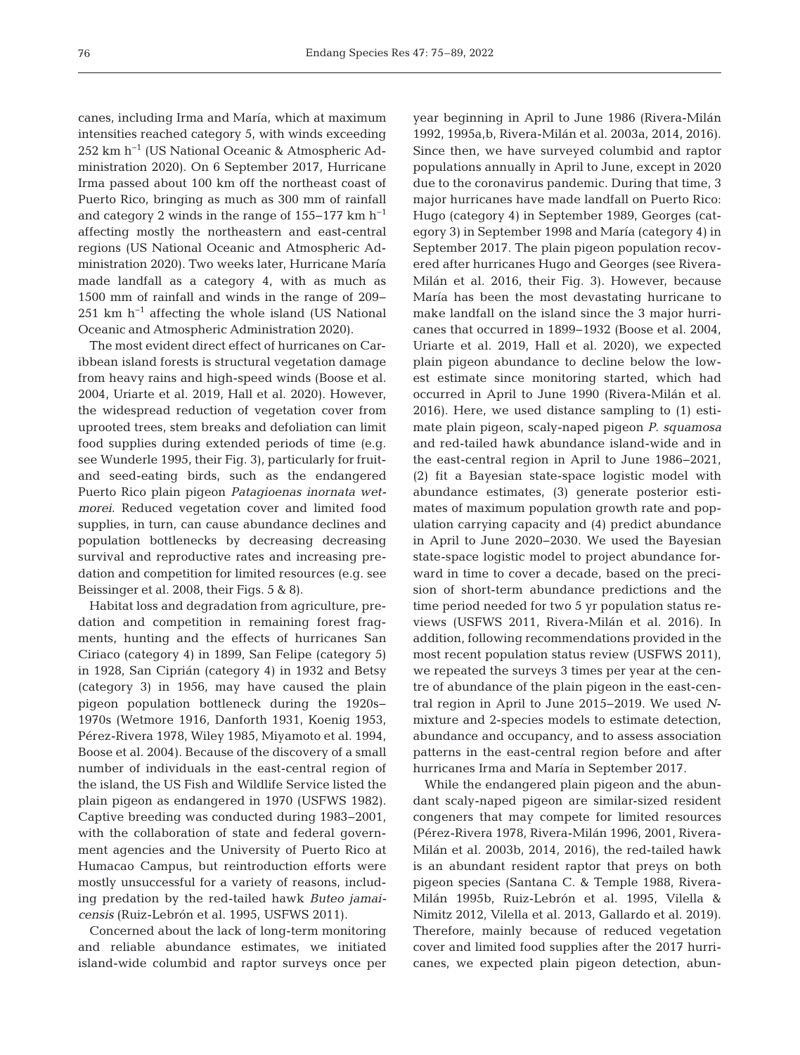canes, including Irma and María, which at maximum intensities reached category 5, with winds exceeding 252 km $h^{-1}$ (US National Oceanic & Atmospheric Administration 2020). On 6 September 2017, Hurricane Irma passed about 100 km off the northeast coast of Puerto Rico, bringing as much as 300 mm of rainfall and category 2 winds in the range of 155–177 km $h^{-1}$ affecting mostly the northeastern and east-central regions (US National Oceanic and Atmospheric Administration 2020). Two weeks later, Hurricane María made landfall as a category 4, with as much as 1500 mm of rainfall and winds in the range of 209–251 km $h^{-1}$ affecting the whole island (US National Oceanic and Atmospheric Administration 2020).

The most evident direct effect of hurricanes on Caribbean island forests is structural vegetation damage from heavy rains and high-speed winds (Boose et al. 2004, Uriarte et al. 2019, Hall et al. 2020). However, the widespread reduction of vegetation cover from uprooted trees, stem breaks and defoliation can limit food supplies during extended periods of time (e.g. see Wunderle 1995, their Fig. 3), particularly for fruit- and seed-eating birds, such as the endangered Puerto Rico plain pigeon *Patagioenas inornata wetmorei*. Reduced vegetation cover and limited food supplies, in turn, can cause abundance declines and population bottlenecks by decreasing decreasing survival and reproductive rates and increasing predation and competition for limited resources (e.g. see Beissinger et al. 2008, their Figs. 5 & 8).

Habitat loss and degradation from agriculture, predation and competition in remaining forest fragments, hunting and the effects of hurricanes San Ciriaco (category 4) in 1899, San Felipe (category 5) in 1928, San Ciprián (category 4) in 1932 and Betsy (category 3) in 1956, may have caused the plain pigeon population bottleneck during the 1920s–1970s (Wetmore 1916, Danforth 1931, Koenig 1953, Pérez-Rivera 1978, Wiley 1985, Miyamoto et al. 1994, Boose et al. 2004). Because of the discovery of a small number of individuals in the east-central region of the island, the US Fish and Wildlife Service listed the plain pigeon as endangered in 1970 (USFWS 1982). Captive breeding was conducted during 1983–2001, with the collaboration of state and federal government agencies and the University of Puerto Rico at Humacao Campus, but reintroduction efforts were mostly unsuccessful for a variety of reasons, including predation by the red-tailed hawk *Buteo jamaicensis* (Ruiz-Lebrón et al. 1995, USFWS 2011).

Concerned about the lack of long-term monitoring and reliable abundance estimates, we initiated island-wide columbid and raptor surveys once per year beginning in April to June 1986 (Rivera-Milán 1992, 1995a,b, Rivera-Milán et al. 2003a, 2014, 2016). Since then, we have surveyed columbid and raptor populations annually in April to June, except in 2020 due to the coronavirus pandemic. During that time, 3 major hurricanes have made landfall on Puerto Rico: Hugo (category 4) in September 1989, Georges (category 3) in September 1998 and María (category 4) in September 2017. The plain pigeon population recovered after hurricanes Hugo and Georges (see Rivera-Milán et al. 2016, their Fig. 3). However, because María has been the most devastating hurricane to make landfall on the island since the 3 major hurricanes that occurred in 1899–1932 (Boose et al. 2004, Uriarte et al. 2019, Hall et al. 2020), we expected plain pigeon abundance to decline below the lowest estimate since monitoring started, which had occurred in April to June 1990 (Rivera-Milán et al. 2016). Here, we used distance sampling to (1) estimate plain pigeon, scaly-naped pigeon *P. squamosa* and red-tailed hawk abundance island-wide and in the east-central region in April to June 1986–2021, (2) fit a Bayesian state-space logistic model with abundance estimates, (3) generate posterior estimates of maximum population growth rate and population carrying capacity and (4) predict abundance in April to June 2020–2030. We used the Bayesian state-space logistic model to project abundance forward in time to cover a decade, based on the precision of short-term abundance predictions and the time period needed for two 5 yr population status reviews (USFWS 2011, Rivera-Milán et al. 2016). In addition, following recommendations provided in the most recent population status review (USFWS 2011), we repeated the surveys 3 times per year at the centre of abundance of the plain pigeon in the east-central region in April to June 2015–2019. We used *N*-mixture and 2-species models to estimate detection, abundance and occupancy, and to assess association patterns in the east-central region before and after hurricanes Irma and María in September 2017.

While the endangered plain pigeon and the abundant scaly-naped pigeon are similar-sized resident congeners that may compete for limited resources (Pérez-Rivera 1978, Rivera-Milán 1996, 2001, Rivera-Milán et al. 2003b, 2014, 2016), the red-tailed hawk is an abundant resident raptor that preys on both pigeon species (Santana C. & Temple 1988, Rivera-Milán 1995b, Ruiz-Lebrón et al. 1995, Vilella & Nimitz 2012, Vilella et al. 2013, Gallardo et al. 2019). Therefore, mainly because of reduced vegetation cover and limited food supplies after the 2017 hurricanes, we expected plain pigeon detection, abun-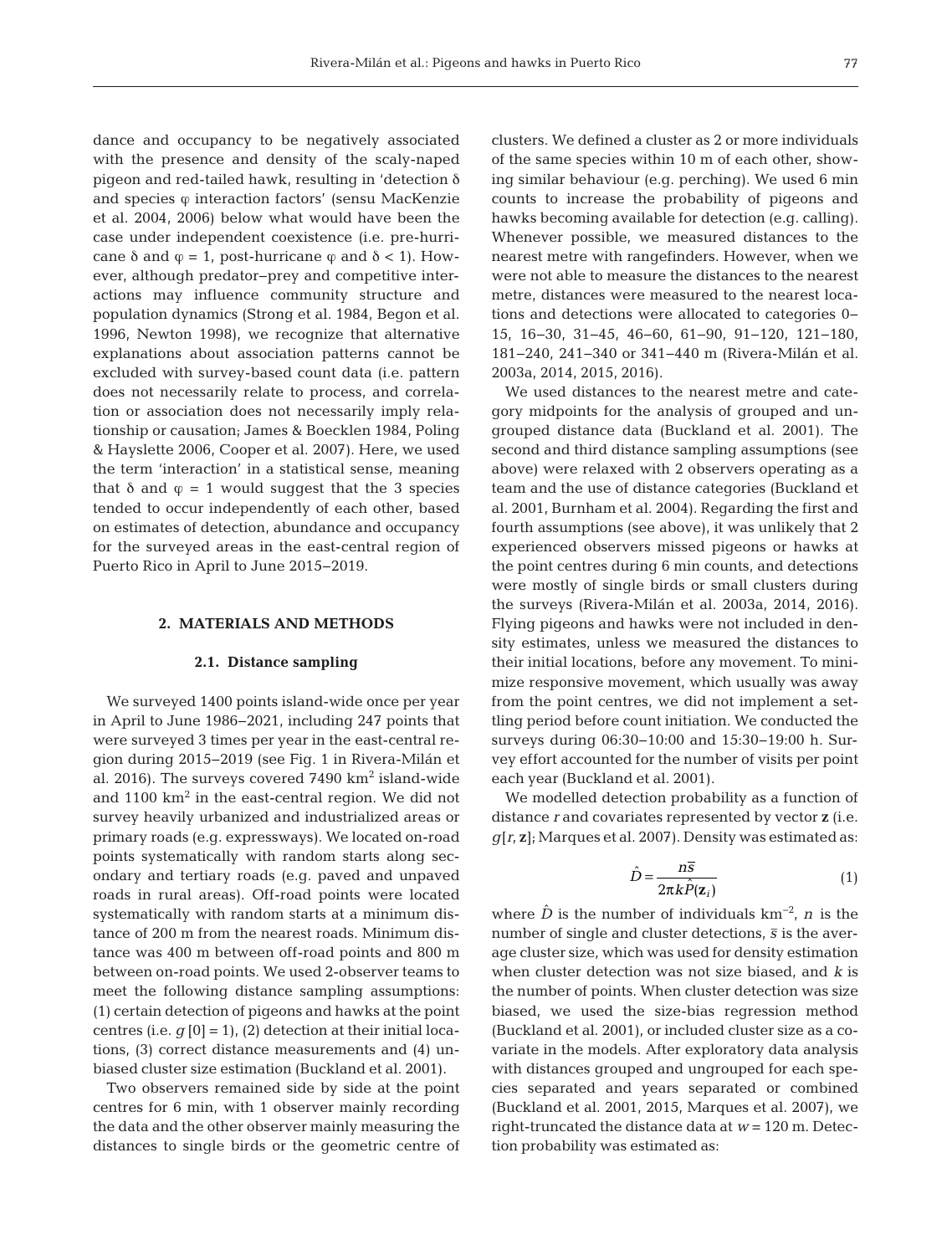dance and occupancy to be negatively associated with the presence and density of the scaly-naped pigeon and red-tailed hawk, resulting in 'detection δ and species φ interaction factors' (sensu MacKenzie et al. 2004, 2006) below what would have been the case under independent coexistence (i.e. pre-hurricane δ and φ = 1, post-hurricane φ and δ < 1). However, although predator–prey and competitive interactions may influence community structure and population dynamics (Strong et al. 1984, Begon et al. 1996, Newton 1998), we recognize that alternative explanations about association patterns cannot be excluded with survey-based count data (i.e. pattern does not necessarily relate to process, and correlation or association does not necessarily imply relationship or causation; James & Boecklen 1984, Poling & Hayslette 2006, Cooper et al. 2007). Here, we used the term 'interaction' in a statistical sense, meaning that δ and φ = 1 would suggest that the 3 species tended to occur independently of each other, based on estimates of detection, abundance and occupancy for the surveyed areas in the east-central region of Puerto Rico in April to June 2015–2019.

## 2. MATERIALS AND METHODS

### 2.1. Distance sampling

We surveyed 1400 points island-wide once per year in April to June 1986–2021, including 247 points that were surveyed 3 times per year in the east-central region during 2015–2019 (see Fig. 1 in Rivera-Milán et al. 2016). The surveys covered 7490 km$^2$ island-wide and 1100 km$^2$ in the east-central region. We did not survey heavily urbanized and industrialized areas or primary roads (e.g. expressways). We located on-road points systematically with random starts along secondary and tertiary roads (e.g. paved and unpaved roads in rural areas). Off-road points were located systematically with random starts at a minimum distance of 200 m from the nearest roads. Minimum distance was 400 m between off-road points and 800 m between on-road points. We used 2-observer teams to meet the following distance sampling assumptions: (1) certain detection of pigeons and hawks at the point centres (i.e. $g[0] = 1$), (2) detection at their initial locations, (3) correct distance measurements and (4) unbiased cluster size estimation (Buckland et al. 2001).

Two observers remained side by side at the point centres for 6 min, with 1 observer mainly recording the data and the other observer mainly measuring the distances to single birds or the geometric centre of clusters. We defined a cluster as 2 or more individuals of the same species within 10 m of each other, showing similar behaviour (e.g. perching). We used 6 min counts to increase the probability of pigeons and hawks becoming available for detection (e.g. calling). Whenever possible, we measured distances to the nearest metre with rangefinders. However, when we were not able to measure the distances to the nearest metre, distances were measured to the nearest locations and detections were allocated to categories 0–15, 16–30, 31–45, 46–60, 61–90, 91–120, 121–180, 181–240, 241–340 or 341–440 m (Rivera-Milán et al. 2003a, 2014, 2015, 2016).

We used distances to the nearest metre and category midpoints for the analysis of grouped and ungrouped distance data (Buckland et al. 2001). The second and third distance sampling assumptions (see above) were relaxed with 2 observers operating as a team and the use of distance categories (Buckland et al. 2001, Burnham et al. 2004). Regarding the first and fourth assumptions (see above), it was unlikely that 2 experienced observers missed pigeons or hawks at the point centres during 6 min counts, and detections were mostly of single birds or small clusters during the surveys (Rivera-Milán et al. 2003a, 2014, 2016). Flying pigeons and hawks were not included in density estimates, unless we measured the distances to their initial locations, before any movement. To minimize responsive movement, which usually was away from the point centres, we did not implement a settling period before count initiation. We conducted the surveys during 06:30–10:00 and 15:30–19:00 h. Survey effort accounted for the number of visits per point each year (Buckland et al. 2001).

We modelled detection probability as a function of distance $r$ and covariates represented by vector $\mathbf{z}$ (i.e. $g[r, \mathbf{z}]$; Marques et al. 2007). Density was estimated as:

$$\hat{D} = \frac{n\bar{s}}{2\pi k \hat{P}(\mathbf{z}_i)} \quad (1)$$

where $\hat{D}$ is the number of individuals km$^{-2}$, $n$ is the number of single and cluster detections, $\bar{s}$ is the average cluster size, which was used for density estimation when cluster detection was not size biased, and $k$ is the number of points. When cluster detection was size biased, we used the size-bias regression method (Buckland et al. 2001), or included cluster size as a covariate in the models. After exploratory data analysis with distances grouped and ungrouped for each species separated and years separated or combined (Buckland et al. 2001, 2015, Marques et al. 2007), we right-truncated the distance data at $w = 120$ m. Detection probability was estimated as: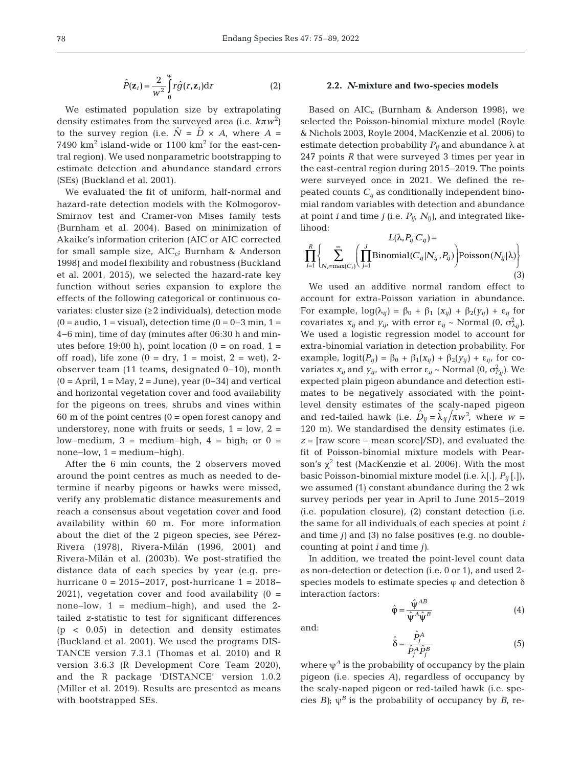$$\hat{P}(\mathbf{z}_i) = \frac{2}{w^2}\int_0^w r\hat{g}(r,\mathbf{z}_i)\mathrm{d}r \tag{2}$$

We estimated population size by extrapolating density estimates from the surveyed area (i.e. $k\pi w^2$) to the survey region (i.e. $\hat{N} = \hat{D} \times A$, where $A$ = 7490 km$^2$ island-wide or 1100 km$^2$ for the east-central region). We used nonparametric bootstrapping to estimate detection and abundance standard errors (SEs) (Buckland et al. 2001).

We evaluated the fit of uniform, half-normal and hazard-rate detection models with the Kolmogorov-Smirnov test and Cramer-von Mises family tests (Burnham et al. 2004). Based on minimization of Akaike's information criterion (AIC or AIC corrected for small sample size, AIC$_c$; Burnham & Anderson 1998) and model flexibility and robustness (Buckland et al. 2001, 2015), we selected the hazard-rate key function without series expansion to explore the effects of the following categorical or continuous covariates: cluster size (≥2 individuals), detection mode (0 = audio, 1 = visual), detection time (0 = 0–3 min, 1 = 4–6 min), time of day (minutes after 06:30 h and minutes before 19:00 h), point location (0 = on road, 1 = off road), life zone (0 = dry, 1 = moist, 2 = wet), 2-observer team (11 teams, designated 0–10), month (0 = April, 1 = May, 2 = June), year (0–34) and vertical and horizontal vegetation cover and food availability for the pigeons on trees, shrubs and vines within 60 m of the point centres (0 = open forest canopy and understorey, none with fruits or seeds, 1 = low, 2 = low–medium, 3 = medium–high, 4 = high; or 0 = none–low, 1 = medium–high).

After the 6 min counts, the 2 observers moved around the point centres as much as needed to determine if nearby pigeons or hawks were missed, verify any problematic distance measurements and reach a consensus about vegetation cover and food availability within 60 m. For more information about the diet of the 2 pigeon species, see Pérez-Rivera (1978), Rivera-Milán (1996, 2001) and Rivera-Milán et al. (2003b). We post-stratified the distance data of each species by year (e.g. pre-hurricane 0 = 2015–2017, post-hurricane 1 = 2018–2021), vegetation cover and food availability (0 = none–low, 1 = medium–high), and used the 2-tailed $z$-statistic to test for significant differences ($p < 0.05$) in detection and density estimates (Buckland et al. 2001). We used the programs DISTANCE version 7.3.1 (Thomas et al. 2010) and R version 3.6.3 (R Development Core Team 2020), and the R package 'DISTANCE' version 1.0.2 (Miller et al. 2019). Results are presented as means with bootstrapped SEs.

## 2.2. *N*-mixture and two-species models

Based on AIC$_c$ (Burnham & Anderson 1998), we selected the Poisson-binomial mixture model (Royle & Nichols 2003, Royle 2004, MacKenzie et al. 2006) to estimate detection probability $P_{ij}$ and abundance $\lambda$ at 247 points $R$ that were surveyed 3 times per year in the east-central region during 2015–2019. The points were surveyed once in 2021. We defined the repeated counts $C_{ij}$ as conditionally independent binomial random variables with detection and abundance at point $i$ and time $j$ (i.e. $P_{ij}$, $N_{ij}$), and integrated likelihood:

$$L(\lambda, P_{ij}|C_{ij}) = \prod_{i=1}^{R}\left\{\sum_{N_i=\max(C_i)}^{\infty}\left(\prod_{j=1}^{J}\mathrm{Binomial}(C_{ij}|N_{ij},P_{ij})\right)\mathrm{Poisson}(N_{ij}|\lambda)\right\} \tag{3}$$

We used an additive normal random effect to account for extra-Poisson variation in abundance. For example, $\log(\lambda_{ij}) = \beta_0 + \beta_1(x_{ij}) + \beta_2(y_{ij}) + \varepsilon_{ij}$ for covariates $x_{ij}$ and $y_{ij}$, with error $\varepsilon_{ij} \sim \mathrm{Normal}(0, \sigma^2_{\lambda_{ij}})$. We used a logistic regression model to account for extra-binomial variation in detection probability. For example, $\mathrm{logit}(P_{ij}) = \beta_0 + \beta_1(x_{ij}) + \beta_2(y_{ij}) + \varepsilon_{ij}$, for covariates $x_{ij}$ and $y_{ij}$, with error $\varepsilon_{ij} \sim \mathrm{Normal}(0, \sigma^2_{P_{ij}})$. We expected plain pigeon abundance and detection estimates to be negatively associated with the point-level density estimates of the scaly-naped pigeon and red-tailed hawk (i.e. $\hat{D}_{ij} = \hat{\lambda}_{ij}/\pi w^2$, where $w$ = 120 m). We standardised the density estimates (i.e. $z$ = [raw score − mean score]/SD), and evaluated the fit of Poisson-binomial mixture models with Pearson's $\chi^2$ test (MacKenzie et al. 2006). With the most basic Poisson-binomial mixture model (i.e. $\lambda[.]$, $P_{ij}[.]$), we assumed (1) constant abundance during the 2 wk survey periods per year in April to June 2015–2019 (i.e. population closure), (2) constant detection (i.e. the same for all individuals of each species at point $i$ and time $j$) and (3) no false positives (e.g. no double-counting at point $i$ and time $j$).

In addition, we treated the point-level count data as non-detection or detection (i.e. 0 or 1), and used 2-species models to estimate species $\varphi$ and detection $\delta$ interaction factors:

$$\hat{\varphi} = \frac{\hat{\psi}^{AB}}{\hat{\psi}^{A}\hat{\psi}^{B}} \tag{4}$$

and:

$$\hat{\delta} = \frac{\hat{P}_j^{A}}{\hat{P}_j^{A}\hat{P}_j^{B}} \tag{5}$$

where $\psi^A$ is the probability of occupancy by the plain pigeon (i.e. species $A$), regardless of occupancy by the scaly-naped pigeon or red-tailed hawk (i.e. species $B$); $\psi^B$ is the probability of occupancy by $B$, re-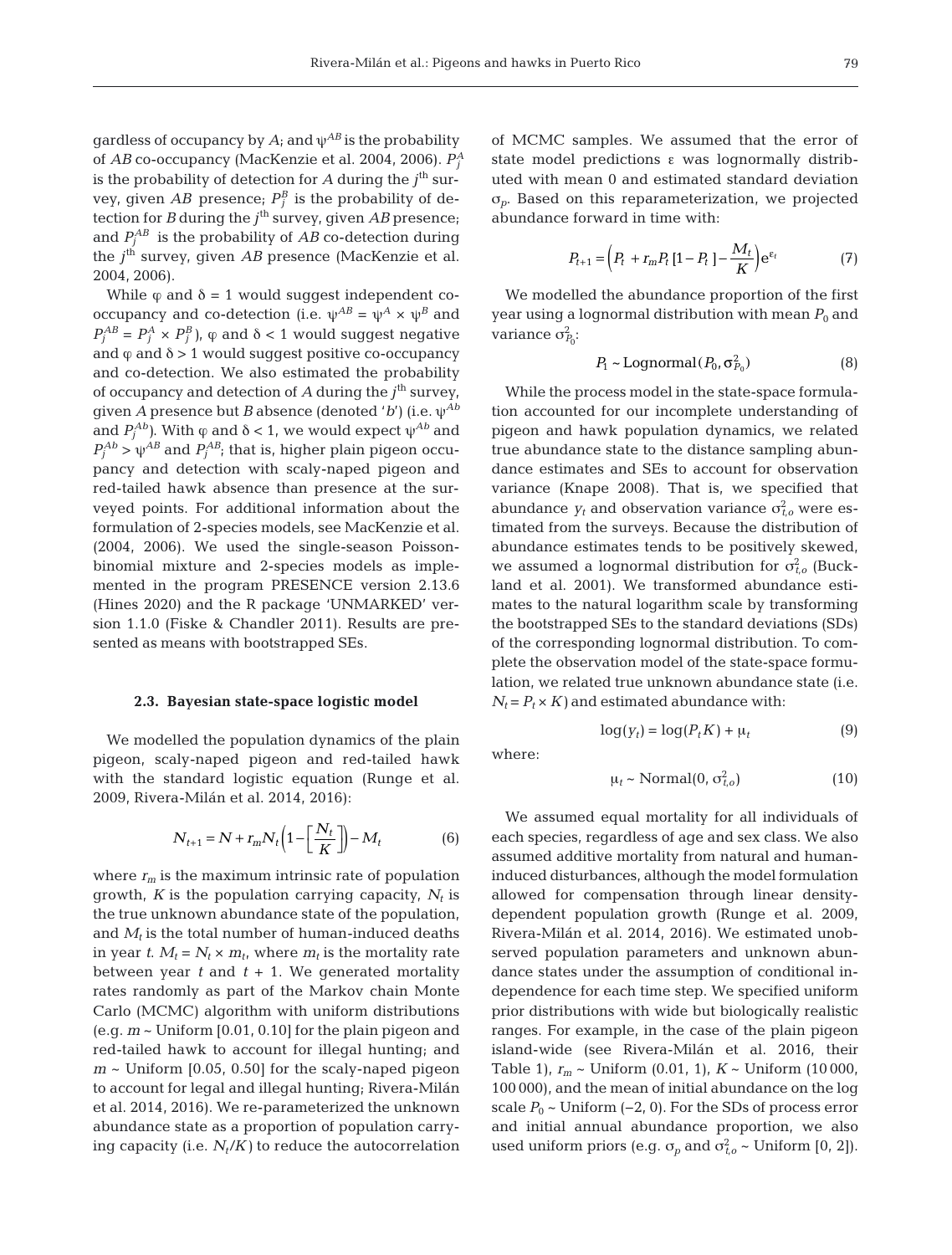gardless of occupancy by $A$; and $\psi^{AB}$ is the probability of $AB$ co-occupancy (MacKenzie et al. 2004, 2006). $P_j^A$ is the probability of detection for $A$ during the $j^{\text{th}}$ survey, given $AB$ presence; $P_j^B$ is the probability of detection for $B$ during the $j^{\text{th}}$ survey, given $AB$ presence; and $P_j^{AB}$ is the probability of $AB$ co-detection during the $j^{\text{th}}$ survey, given $AB$ presence (MacKenzie et al. 2004, 2006).

While $\varphi$ and $\delta = 1$ would suggest independent co-occupancy and co-detection (i.e. $\psi^{AB} = \psi^A \times \psi^B$ and $P_j^{AB} = P_j^A \times P_j^B$), $\varphi$ and $\delta < 1$ would suggest negative and $\varphi$ and $\delta > 1$ would suggest positive co-occupancy and co-detection. We also estimated the probability of occupancy and detection of $A$ during the $j^{\text{th}}$ survey, given $A$ presence but $B$ absence (denoted '$b$') (i.e. $\psi^{Ab}$ and $P_j^{Ab}$). With $\varphi$ and $\delta < 1$, we would expect $\psi^{Ab}$ and $P_j^{Ab} > \psi^{AB}$ and $P_j^{AB}$; that is, higher plain pigeon occupancy and detection with scaly-naped pigeon and red-tailed hawk absence than presence at the surveyed points. For additional information about the formulation of 2-species models, see MacKenzie et al. (2004, 2006). We used the single-season Poisson-binomial mixture and 2-species models as implemented in the program PRESENCE version 2.13.6 (Hines 2020) and the R package 'UNMARKED' version 1.1.0 (Fiske & Chandler 2011). Results are presented as means with bootstrapped SEs.

### 2.3. Bayesian state-space logistic model

We modelled the population dynamics of the plain pigeon, scaly-naped pigeon and red-tailed hawk with the standard logistic equation (Runge et al. 2009, Rivera-Milán et al. 2014, 2016):

$$N_{t+1} = N + r_m N_t \left(1 - \left[\frac{N_t}{K}\right]\right) - M_t \tag{6}$$

where $r_m$ is the maximum intrinsic rate of population growth, $K$ is the population carrying capacity, $N_t$ is the true unknown abundance state of the population, and $M_t$ is the total number of human-induced deaths in year $t$. $M_t = N_t \times m_t$, where $m_t$ is the mortality rate between year $t$ and $t + 1$. We generated mortality rates randomly as part of the Markov chain Monte Carlo (MCMC) algorithm with uniform distributions (e.g. $m \sim$ Uniform [0.01, 0.10] for the plain pigeon and red-tailed hawk to account for illegal hunting; and $m \sim$ Uniform [0.05, 0.50] for the scaly-naped pigeon to account for legal and illegal hunting; Rivera-Milán et al. 2014, 2016). We re-parameterized the unknown abundance state as a proportion of population carrying capacity (i.e. $N_t/K$) to reduce the autocorrelation of MCMC samples. We assumed that the error of state model predictions $\varepsilon$ was lognormally distributed with mean 0 and estimated standard deviation $\sigma_p$. Based on this reparameterization, we projected abundance forward in time with:

$$P_{t+1} = \left(P_t + r_m P_t\,[1 - P_t\,] - \frac{M_t}{K}\right) e^{\varepsilon_t} \tag{7}$$

We modelled the abundance proportion of the first year using a lognormal distribution with mean $P_0$ and variance $\sigma^2_{P_0}$:

$$P_1 \sim \text{Lognormal}(P_0, \sigma^2_{P_0}) \tag{8}$$

While the process model in the state-space formulation accounted for our incomplete understanding of pigeon and hawk population dynamics, we related true abundance state to the distance sampling abundance estimates and SEs to account for observation variance (Knape 2008). That is, we specified that abundance $y_t$ and observation variance $\sigma^2_{t,o}$ were estimated from the surveys. Because the distribution of abundance estimates tends to be positively skewed, we assumed a lognormal distribution for $\sigma^2_{t,o}$ (Buckland et al. 2001). We transformed abundance estimates to the natural logarithm scale by transforming the bootstrapped SEs to the standard deviations (SDs) of the corresponding lognormal distribution. To complete the observation model of the state-space formulation, we related true unknown abundance state (i.e. $N_t = P_t \times K$) and estimated abundance with:

$$\log(y_t) = \log(P_t K) + \mu_t \tag{9}$$

where:

$$\mu_t \sim \text{Normal}(0, \sigma^2_{t,o}) \tag{10}$$

We assumed equal mortality for all individuals of each species, regardless of age and sex class. We also assumed additive mortality from natural and human-induced disturbances, although the model formulation allowed for compensation through linear density-dependent population growth (Runge et al. 2009, Rivera-Milán et al. 2014, 2016). We estimated unobserved population parameters and unknown abundance states under the assumption of conditional independence for each time step. We specified uniform prior distributions with wide but biologically realistic ranges. For example, in the case of the plain pigeon island-wide (see Rivera-Milán et al. 2016, their Table 1), $r_m \sim$ Uniform (0.01, 1), $K \sim$ Uniform (10 000, 100 000), and the mean of initial abundance on the log scale $P_0 \sim$ Uniform (−2, 0). For the SDs of process error and initial annual abundance proportion, we also used uniform priors (e.g. $\sigma_p$ and $\sigma^2_{t,o} \sim$ Uniform [0, 2]).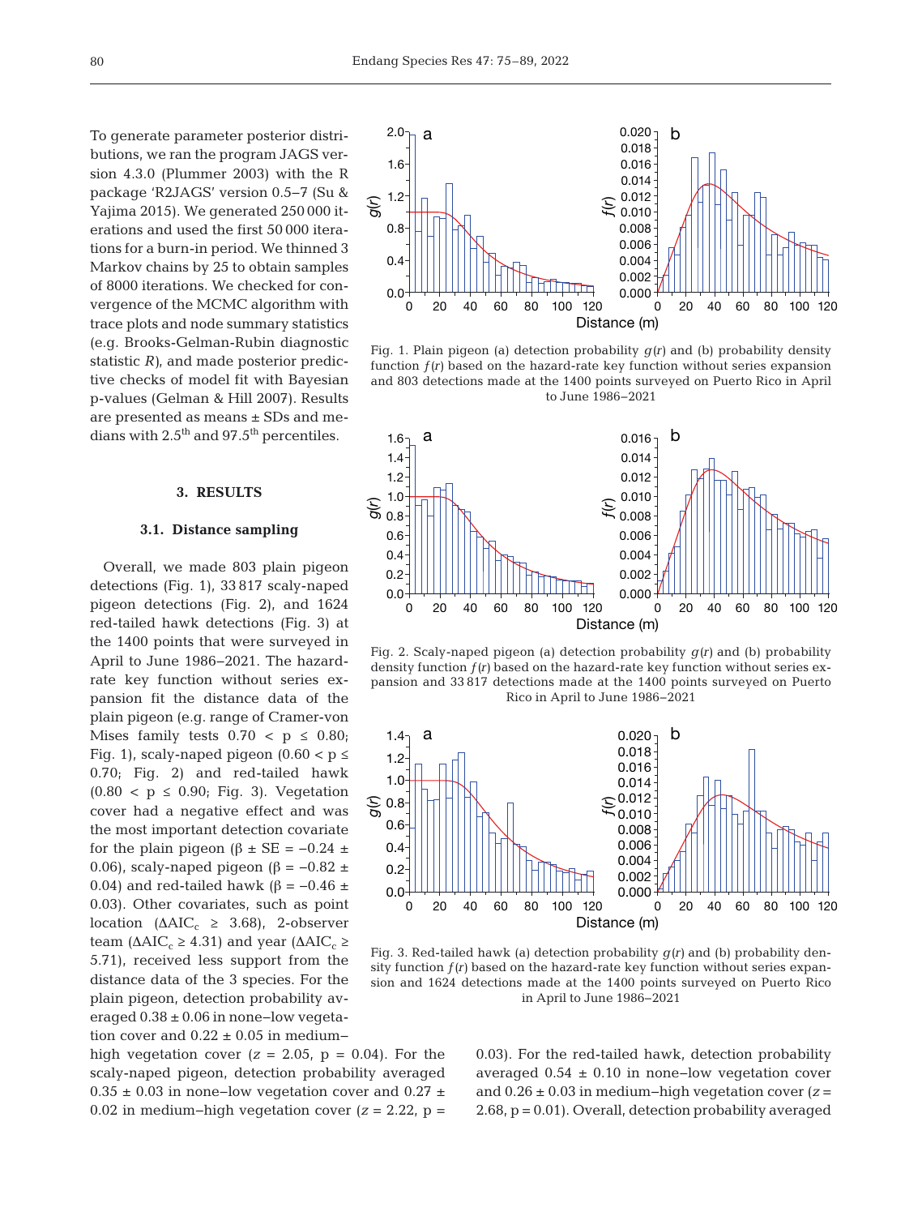To generate parameter posterior distributions, we ran the program JAGS version 4.3.0 (Plummer 2003) with the R package 'R2JAGS' version 0.5–7 (Su & Yajima 2015). We generated 250 000 iterations and used the first 50 000 iterations for a burn-in period. We thinned 3 Markov chains by 25 to obtain samples of 8000 iterations. We checked for convergence of the MCMC algorithm with trace plots and node summary statistics (e.g. Brooks-Gelman-Rubin diagnostic statistic $R$), and made posterior predictive checks of model fit with Bayesian p-values (Gelman & Hill 2007). Results are presented as means ± SDs and medians with $2.5^{th}$ and $97.5^{th}$ percentiles.

## 3. RESULTS

### 3.1. Distance sampling

Overall, we made 803 plain pigeon detections (Fig. 1), 33 817 scaly-naped pigeon detections (Fig. 2), and 1624 red-tailed hawk detections (Fig. 3) at the 1400 points that were surveyed in April to June 1986–2021. The hazard-rate key function without series expansion fit the distance data of the plain pigeon (e.g. range of Cramer-von Mises family tests $0.70 < p \leq 0.80$; Fig. 1), scaly-naped pigeon ($0.60 < p \leq 0.70$; Fig. 2) and red-tailed hawk ($0.80 < p \leq 0.90$; Fig. 3). Vegetation cover had a negative effect and was the most important detection covariate for the plain pigeon ($\beta \pm SE = -0.24 \pm 0.06$), scaly-naped pigeon ($\beta = -0.82 \pm 0.04$) and red-tailed hawk ($\beta = -0.46 \pm 0.03$). Other covariates, such as point location ($\Delta AIC_c \geq 3.68$), 2-observer team ($\Delta AIC_c \geq 4.31$) and year ($\Delta AIC_c \geq 5.71$), received less support from the distance data of the 3 species. For the plain pigeon, detection probability averaged $0.38 \pm 0.06$ in none–low vegetation cover and $0.22 \pm 0.05$ in medium–high vegetation cover ($z = 2.05$, $p = 0.04$). For the scaly-naped pigeon, detection probability averaged $0.35 \pm 0.03$ in none–low vegetation cover and $0.27 \pm 0.02$ in medium–high vegetation cover ($z = 2.22$, $p = 0.03$). For the red-tailed hawk, detection probability averaged $0.54 \pm 0.10$ in none–low vegetation cover and $0.26 \pm 0.03$ in medium–high vegetation cover ($z = 2.68$, $p = 0.01$). Overall, detection probability averaged

Fig. 1. Plain pigeon (a) detection probability $g(r)$ and (b) probability density function $f(r)$ based on the hazard-rate key function without series expansion and 803 detections made at the 1400 points surveyed on Puerto Rico in April to June 1986–2021

Fig. 2. Scaly-naped pigeon (a) detection probability $g(r)$ and (b) probability density function $f(r)$ based on the hazard-rate key function without series expansion and 33 817 detections made at the 1400 points surveyed on Puerto Rico in April to June 1986–2021

Fig. 3. Red-tailed hawk (a) detection probability $g(r)$ and (b) probability density function $f(r)$ based on the hazard-rate key function without series expansion and 1624 detections made at the 1400 points surveyed on Puerto Rico in April to June 1986–2021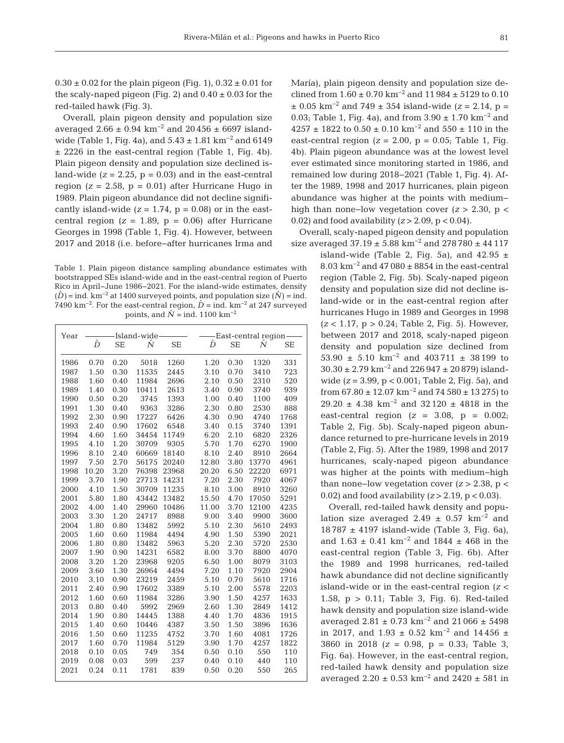$0.30 \pm 0.02$ for the plain pigeon (Fig. 1), $0.32 \pm 0.01$ for the scaly-naped pigeon (Fig. 2) and $0.40 \pm 0.03$ for the red-tailed hawk (Fig. 3).

Overall, plain pigeon density and population size averaged $2.66 \pm 0.94$ km$^{-2}$ and $20456 \pm 6697$ island-wide (Table 1, Fig. 4a), and $5.43 \pm 1.81$ km$^{-2}$ and $6149 \pm 2226$ in the east-central region (Table 1, Fig. 4b). Plain pigeon density and population size declined island-wide ($z = 2.25$, $p = 0.03$) and in the east-central region ($z = 2.58$, $p = 0.01$) after Hurricane Hugo in 1989. Plain pigeon abundance did not decline significantly island-wide ($z = 1.74$, $p = 0.08$) or in the east-central region ($z = 1.89$, $p = 0.06$) after Hurricane Georges in 1998 (Table 1, Fig. 4). However, between 2017 and 2018 (i.e. before–after hurricanes Irma and María), plain pigeon density and population size declined from $1.60 \pm 0.70$ km$^{-2}$ and $11984 \pm 5129$ to $0.10 \pm 0.05$ km$^{-2}$ and $749 \pm 354$ island-wide ($z = 2.14$, $p = 0.03$; Table 1, Fig. 4a), and from $3.90 \pm 1.70$ km$^{-2}$ and $4257 \pm 1822$ to $0.50 \pm 0.10$ km$^{-2}$ and $550 \pm 110$ in the east-central region ($z = 2.00$, $p = 0.05$; Table 1, Fig. 4b). Plain pigeon abundance was at the lowest level ever estimated since monitoring started in 1986, and remained low during 2018–2021 (Table 1, Fig. 4). After the 1989, 1998 and 2017 hurricanes, plain pigeon abundance was higher at the points with medium–high than none–low vegetation cover ($z > 2.30$, $p < 0.02$) and food availability ($z > 2.09$, $p < 0.04$).

Table 1. Plain pigeon distance sampling abundance estimates with bootstrapped SEs island-wide and in the east-central region of Puerto Rico in April–June 1986–2021. For the island-wide estimates, density ($\hat{D}$) = ind. km$^{-2}$ at 1400 surveyed points, and population size ($\hat{N}$) = ind. 7490 km$^{-2}$. For the east-central region, $\hat{D}$ = ind. km$^{-2}$ at 247 surveyed points, and $\hat{N}$ = ind. 1100 km$^{-2}$

| Year | Island-wide | | | | East-central region | | | |
|---|---|---|---|---|---|---|---|---|
| | $\hat{D}$ | SE | $\hat{N}$ | SE | $\hat{D}$ | SE | $\hat{N}$ | SE |
| 1986 | 0.70 | 0.20 | 5018 | 1260 | 1.20 | 0.30 | 1320 | 331 |
| 1987 | 1.50 | 0.30 | 11535 | 2445 | 3.10 | 0.70 | 3410 | 723 |
| 1988 | 1.60 | 0.40 | 11984 | 2696 | 2.10 | 0.50 | 2310 | 520 |
| 1989 | 1.40 | 0.30 | 10411 | 2613 | 3.40 | 0.90 | 3740 | 939 |
| 1990 | 0.50 | 0.20 | 3745 | 1393 | 1.00 | 0.40 | 1100 | 409 |
| 1991 | 1.30 | 0.40 | 9363 | 3286 | 2.30 | 0.80 | 2530 | 888 |
| 1992 | 2.30 | 0.90 | 17227 | 6426 | 4.30 | 0.90 | 4740 | 1768 |
| 1993 | 2.40 | 0.90 | 17602 | 6548 | 3.40 | 0.15 | 3740 | 1391 |
| 1994 | 4.60 | 1.60 | 34454 | 11749 | 6.20 | 2.10 | 6820 | 2326 |
| 1995 | 4.10 | 1.20 | 30709 | 9305 | 5.70 | 1.70 | 6270 | 1900 |
| 1996 | 8.10 | 2.40 | 60669 | 18140 | 8.10 | 2.40 | 8910 | 2664 |
| 1997 | 7.50 | 2.70 | 56175 | 20240 | 12.80 | 3.80 | 13770 | 4961 |
| 1998 | 10.20 | 3.20 | 76398 | 23968 | 20.20 | 6.50 | 22220 | 6971 |
| 1999 | 3.70 | 1.90 | 27713 | 14231 | 7.20 | 2.30 | 7920 | 4067 |
| 2000 | 4.10 | 1.50 | 30709 | 11235 | 8.10 | 3.00 | 8910 | 3260 |
| 2001 | 5.80 | 1.80 | 43442 | 13482 | 15.50 | 4.70 | 17050 | 5291 |
| 2002 | 4.00 | 1.40 | 29960 | 10486 | 11.00 | 3.70 | 12100 | 4235 |
| 2003 | 3.30 | 1.20 | 24717 | 8988 | 9.00 | 3.40 | 9900 | 3600 |
| 2004 | 1.80 | 0.80 | 13482 | 5992 | 5.10 | 2.30 | 5610 | 2493 |
| 2005 | 1.60 | 0.60 | 11984 | 4494 | 4.90 | 1.50 | 5390 | 2021 |
| 2006 | 1.80 | 0.80 | 13482 | 5963 | 5.20 | 2.30 | 5720 | 2530 |
| 2007 | 1.90 | 0.90 | 14231 | 6582 | 8.00 | 3.70 | 8800 | 4070 |
| 2008 | 3.20 | 1.20 | 23968 | 9205 | 6.50 | 1.00 | 8079 | 3103 |
| 2009 | 3.60 | 1.30 | 26964 | 4494 | 7.20 | 1.10 | 7920 | 2904 |
| 2010 | 3.10 | 0.90 | 23219 | 2459 | 5.10 | 0.70 | 5610 | 1716 |
| 2011 | 2.40 | 0.90 | 17602 | 3389 | 5.10 | 2.00 | 5578 | 2203 |
| 2012 | 1.60 | 0.60 | 11984 | 3286 | 3.90 | 1.50 | 4257 | 1633 |
| 2013 | 0.80 | 0.40 | 5992 | 2969 | 2.60 | 1.30 | 2849 | 1412 |
| 2014 | 1.90 | 0.80 | 14445 | 1388 | 4.40 | 1.70 | 4836 | 1915 |
| 2015 | 1.40 | 0.60 | 10446 | 4387 | 3.50 | 1.50 | 3896 | 1636 |
| 2016 | 1.50 | 0.60 | 11235 | 4752 | 3.70 | 1.60 | 4081 | 1726 |
| 2017 | 1.60 | 0.70 | 11984 | 5129 | 3.90 | 1.70 | 4257 | 1822 |
| 2018 | 0.10 | 0.05 | 749 | 354 | 0.50 | 0.10 | 550 | 110 |
| 2019 | 0.08 | 0.03 | 599 | 237 | 0.40 | 0.10 | 440 | 110 |
| 2021 | 0.24 | 0.11 | 1781 | 839 | 0.50 | 0.20 | 550 | 265 |

Overall, scaly-naped pigeon density and population size averaged $37.19 \pm 5.88$ km$^{-2}$ and $278780 \pm 44117$ island-wide (Table 2, Fig. 5a), and $42.95 \pm 8.03$ km$^{-2}$ and $47080 \pm 8854$ in the east-central region (Table 2, Fig. 5b). Scaly-naped pigeon density and population size did not decline island-wide or in the east-central region after hurricanes Hugo in 1989 and Georges in 1998 ($z < 1.17$, $p > 0.24$; Table 2, Fig. 5). However, between 2017 and 2018, scaly-naped pigeon density and population size declined from $53.90 \pm 5.10$ km$^{-2}$ and $403711 \pm 38199$ to $30.30 \pm 2.79$ km$^{-2}$ and $226947 \pm 20879$) island-wide ($z = 3.99$, $p < 0.001$; Table 2, Fig. 5a), and from $67.80 \pm 12.07$ km$^{-2}$ and $74580 \pm 13275$) to $29.20 \pm 4.38$ km$^{-2}$ and $32120 \pm 4818$ in the east-central region ($z = 3.08$, $p = 0.002$; Table 2, Fig. 5b). Scaly-naped pigeon abundance returned to pre-hurricane levels in 2019 (Table 2, Fig. 5). After the 1989, 1998 and 2017 hurricanes, scaly-naped pigeon abundance was higher at the points with medium–high than none–low vegetation cover ($z > 2.38$, $p < 0.02$) and food availability ($z > 2.19$, $p < 0.03$).

Overall, red-tailed hawk density and population size averaged $2.49 \pm 0.57$ km$^{-2}$ and $18787 \pm 4197$ island-wide (Table 3, Fig. 6a), and $1.63 \pm 0.41$ km$^{-2}$ and $1844 \pm 468$ in the east-central region (Table 3, Fig. 6b). After the 1989 and 1998 hurricanes, red-tailed hawk abundance did not decline significantly island-wide or in the east-central region ($z < 1.58$, $p > 0.11$; Table 3, Fig. 6). Red-tailed hawk density and population size island-wide averaged $2.81 \pm 0.73$ km$^{-2}$ and $21066 \pm 5498$ in 2017, and $1.93 \pm 0.52$ km$^{-2}$ and $14456 \pm 3860$ in 2018 ($z = 0.98$, $p = 0.33$; Table 3, Fig. 6a). However, in the east-central region, red-tailed hawk density and population size averaged $2.20 \pm 0.53$ km$^{-2}$ and $2420 \pm 581$ in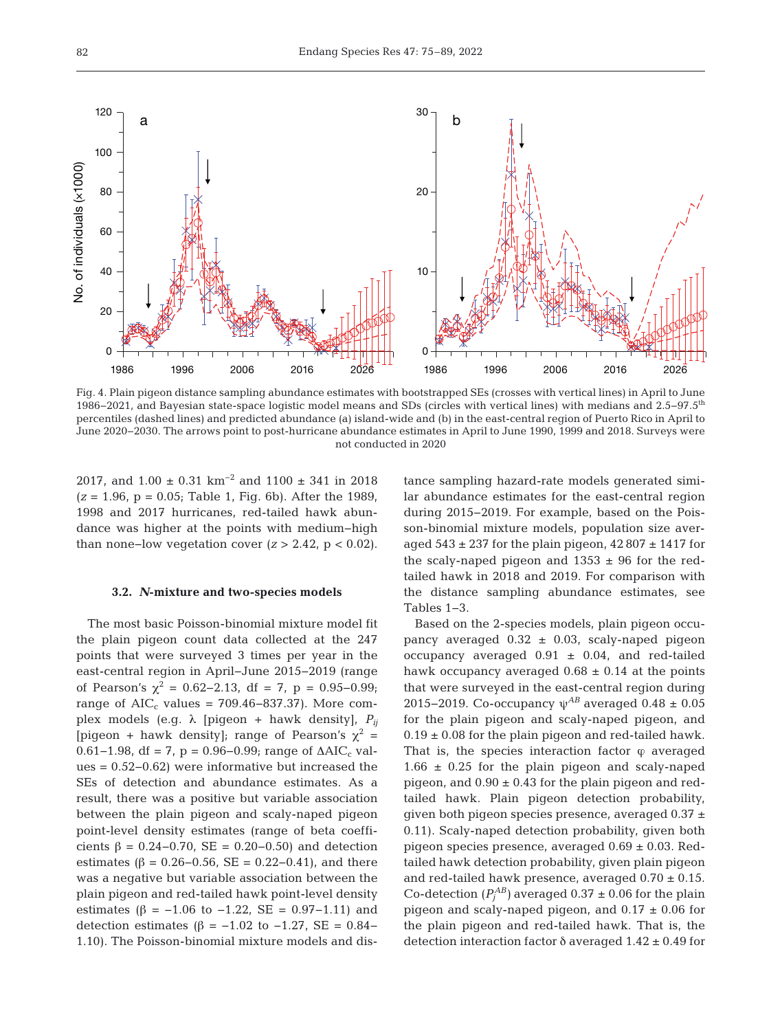Fig. 4. Plain pigeon distance sampling abundance estimates with bootstrapped SEs (crosses with vertical lines) in April to June 1986–2021, and Bayesian state-space logistic model means and SDs (circles with vertical lines) with medians and 2.5–97.5th percentiles (dashed lines) and predicted abundance (a) island-wide and (b) in the east-central region of Puerto Rico in April to June 2020–2030. The arrows point to post-hurricane abundance estimates in April to June 1990, 1999 and 2018. Surveys were not conducted in 2020

2017, and 1.00 ± 0.31 km$^{-2}$ and 1100 ± 341 in 2018 ($z$ = 1.96, p = 0.05; Table 1, Fig. 6b). After the 1989, 1998 and 2017 hurricanes, red-tailed hawk abundance was higher at the points with medium–high than none–low vegetation cover ($z$ > 2.42, p < 0.02).

### 3.2. *N*-mixture and two-species models

The most basic Poisson-binomial mixture model fit the plain pigeon count data collected at the 247 points that were surveyed 3 times per year in the east-central region in April–June 2015–2019 (range of Pearson's $\chi^2$ = 0.62–2.13, df = 7, p = 0.95–0.99; range of AIC$_c$ values = 709.46–837.37). More complex models (e.g. $\lambda$ [pigeon + hawk density], $P_{ij}$ [pigeon + hawk density]; range of Pearson's $\chi^2$ = 0.61–1.98, df = 7, p = 0.96–0.99; range of $\Delta$AIC$_c$ values = 0.52–0.62) were informative but increased the SEs of detection and abundance estimates. As a result, there was a positive but variable association between the plain pigeon and scaly-naped pigeon point-level density estimates (range of beta coefficients $\beta$ = 0.24–0.70, SE = 0.20–0.50) and detection estimates ($\beta$ = 0.26–0.56, SE = 0.22–0.41), and there was a negative but variable association between the plain pigeon and red-tailed hawk point-level density estimates ($\beta$ = −1.06 to −1.22, SE = 0.97–1.11) and detection estimates ($\beta$ = −1.02 to −1.27, SE = 0.84–1.10). The Poisson-binomial mixture models and distance sampling hazard-rate models generated similar abundance estimates for the east-central region during 2015–2019. For example, based on the Poisson-binomial mixture models, population size averaged 543 ± 237 for the plain pigeon, 42 807 ± 1417 for the scaly-naped pigeon and 1353 ± 96 for the red-tailed hawk in 2018 and 2019. For comparison with the distance sampling abundance estimates, see Tables 1–3.

Based on the 2-species models, plain pigeon occupancy averaged 0.32 ± 0.03, scaly-naped pigeon occupancy averaged 0.91 ± 0.04, and red-tailed hawk occupancy averaged 0.68 ± 0.14 at the points that were surveyed in the east-central region during 2015–2019. Co-occupancy $\psi^{AB}$ averaged 0.48 ± 0.05 for the plain pigeon and scaly-naped pigeon, and 0.19 ± 0.08 for the plain pigeon and red-tailed hawk. That is, the species interaction factor $\varphi$ averaged 1.66 ± 0.25 for the plain pigeon and scaly-naped pigeon, and 0.90 ± 0.43 for the plain pigeon and red-tailed hawk. Plain pigeon detection probability, given both pigeon species presence, averaged 0.37 ± 0.11). Scaly-naped detection probability, given both pigeon species presence, averaged 0.69 ± 0.03. Red-tailed hawk detection probability, given plain pigeon and red-tailed hawk presence, averaged 0.70 ± 0.15. Co-detection ($P_j^{AB}$) averaged 0.37 ± 0.06 for the plain pigeon and scaly-naped pigeon, and 0.17 ± 0.06 for the plain pigeon and red-tailed hawk. That is, the detection interaction factor $\delta$ averaged 1.42 ± 0.49 for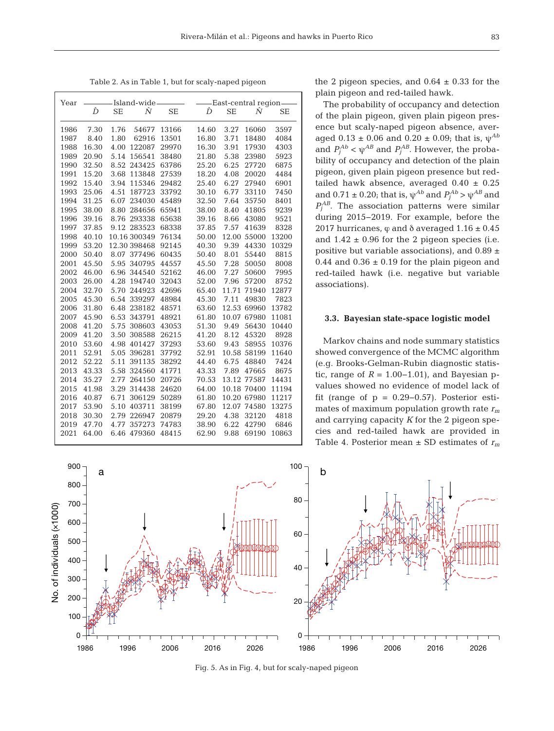Table 2. As in Table 1, but for scaly-naped pigeon

| Year | Island-wide | | | | East-central region | | | |
|---|---|---|---|---|---|---|---|---|
| | $\hat{D}$ | SE | $\hat{N}$ | SE | $\hat{D}$ | SE | $\hat{N}$ | SE |
| 1986 | 7.30 | 1.76 | 54677 | 13166 | 14.60 | 3.27 | 16060 | 3597 |
| 1987 | 8.40 | 1.80 | 62916 | 13501 | 16.80 | 3.71 | 18480 | 4084 |
| 1988 | 16.30 | 4.00 | 122087 | 29970 | 16.30 | 3.91 | 17930 | 4303 |
| 1989 | 20.90 | 5.14 | 156541 | 38480 | 21.80 | 5.38 | 23980 | 5923 |
| 1990 | 32.50 | 8.52 | 243425 | 63786 | 25.20 | 6.25 | 27720 | 6875 |
| 1991 | 15.20 | 3.68 | 113848 | 27539 | 18.20 | 4.08 | 20020 | 4484 |
| 1992 | 15.40 | 3.94 | 115346 | 29482 | 25.40 | 6.27 | 27940 | 6901 |
| 1993 | 25.06 | 4.51 | 187723 | 33792 | 30.10 | 6.77 | 33110 | 7450 |
| 1994 | 31.25 | 6.07 | 234030 | 45489 | 32.50 | 7.64 | 35750 | 8401 |
| 1995 | 38.00 | 8.80 | 284656 | 65941 | 38.00 | 8.40 | 41805 | 9239 |
| 1996 | 39.16 | 8.76 | 293338 | 65638 | 39.16 | 8.66 | 43080 | 9521 |
| 1997 | 37.85 | 9.12 | 283523 | 68338 | 37.85 | 7.57 | 41639 | 8328 |
| 1998 | 40.10 | 10.16 | 300349 | 76134 | 50.00 | 12.00 | 55000 | 13200 |
| 1999 | 53.20 | 12.30 | 398468 | 92145 | 40.30 | 9.39 | 44330 | 10329 |
| 2000 | 50.40 | 8.07 | 377496 | 60435 | 50.40 | 8.01 | 55440 | 8815 |
| 2001 | 45.50 | 5.95 | 340795 | 44557 | 45.50 | 7.28 | 50050 | 8008 |
| 2002 | 46.00 | 6.96 | 344540 | 52162 | 46.00 | 7.27 | 50600 | 7995 |
| 2003 | 26.00 | 4.28 | 194740 | 32043 | 52.00 | 7.96 | 57200 | 8752 |
| 2004 | 32.70 | 5.70 | 244923 | 42696 | 65.40 | 11.71 | 71940 | 12877 |
| 2005 | 45.30 | 6.54 | 339297 | 48984 | 45.30 | 7.11 | 49830 | 7823 |
| 2006 | 31.80 | 6.48 | 238182 | 48571 | 63.60 | 12.53 | 69960 | 13782 |
| 2007 | 45.90 | 6.53 | 343791 | 48921 | 61.80 | 10.07 | 67980 | 11081 |
| 2008 | 41.20 | 5.75 | 308603 | 43053 | 51.30 | 9.49 | 56430 | 10440 |
| 2009 | 41.20 | 3.50 | 308588 | 26215 | 41.20 | 8.12 | 45320 | 8928 |
| 2010 | 53.60 | 4.98 | 401427 | 37293 | 53.60 | 9.43 | 58955 | 10376 |
| 2011 | 52.91 | 5.05 | 396281 | 37792 | 52.91 | 10.58 | 58199 | 11640 |
| 2012 | 52.22 | 5.11 | 391135 | 38292 | 44.40 | 6.75 | 48840 | 7424 |
| 2013 | 43.33 | 5.58 | 324560 | 41771 | 43.33 | 7.89 | 47665 | 8675 |
| 2014 | 35.27 | 2.77 | 264150 | 20726 | 70.53 | 13.12 | 77587 | 14431 |
| 2015 | 41.98 | 3.29 | 314438 | 24620 | 64.00 | 10.18 | 70400 | 11194 |
| 2016 | 40.87 | 6.71 | 306129 | 50289 | 61.80 | 10.20 | 67980 | 11217 |
| 2017 | 53.90 | 5.10 | 403711 | 38199 | 67.80 | 12.07 | 74580 | 13275 |
| 2018 | 30.30 | 2.79 | 226947 | 20879 | 29.20 | 4.38 | 32120 | 4818 |
| 2019 | 47.70 | 4.77 | 357273 | 74783 | 38.90 | 6.22 | 42790 | 6846 |
| 2021 | 64.00 | 6.46 | 479360 | 48415 | 62.90 | 9.88 | 69190 | 10863 |

the 2 pigeon species, and 0.64 ± 0.33 for the plain pigeon and red-tailed hawk.

The probability of occupancy and detection of the plain pigeon, given plain pigeon presence but scaly-naped pigeon absence, averaged 0.13 ± 0.06 and 0.20 ± 0.09; that is, $\psi^{Ab}$ and $P_j^{Ab} < \psi^{AB}$ and $P_j^{AB}$. However, the probability of occupancy and detection of the plain pigeon, given plain pigeon presence but red-tailed hawk absence, averaged 0.40 ± 0.25 and 0.71 ± 0.20; that is, $\psi^{Ab}$ and $P_j^{Ab} > \psi^{AB}$ and $P_j^{AB}$. The association patterns were similar during 2015–2019. For example, before the 2017 hurricanes, φ and δ averaged 1.16 ± 0.45 and 1.42 ± 0.96 for the 2 pigeon species (i.e. positive but variable associations), and 0.89 ± 0.44 and 0.36 ± 0.19 for the plain pigeon and red-tailed hawk (i.e. negative but variable associations).

### 3.3. Bayesian state-space logistic model

Markov chains and node summary statistics showed convergence of the MCMC algorithm (e.g. Brooks-Gelman-Rubin diagnostic statistic, range of $R$ = 1.00–1.01), and Bayesian p-values showed no evidence of model lack of fit (range of p = 0.29–0.57). Posterior estimates of maximum population growth rate $r_m$ and carrying capacity $K$ for the 2 pigeon species and red-tailed hawk are provided in Table 4. Posterior mean ± SD estimates of $r_m$

Fig. 5. As in Fig. 4, but for scaly-naped pigeon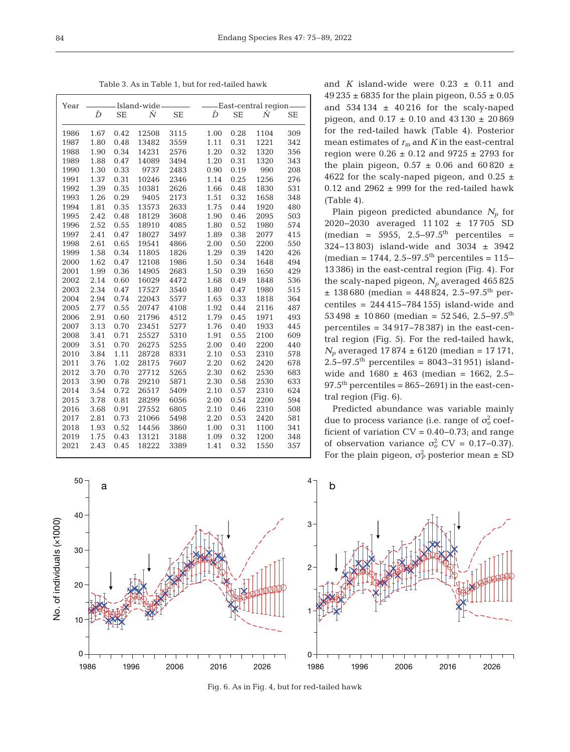Table 3. As in Table 1, but for red-tailed hawk

| Year | Island-wide | | | | East-central region | | | |
|---|---|---|---|---|---|---|---|---|
| | $\hat{D}$ | SE | $\hat{N}$ | SE | $\hat{D}$ | SE | $\hat{N}$ | SE |
| 1986 | 1.67 | 0.42 | 12508 | 3115 | 1.00 | 0.28 | 1104 | 309 |
| 1987 | 1.80 | 0.48 | 13482 | 3559 | 1.11 | 0.31 | 1221 | 342 |
| 1988 | 1.90 | 0.34 | 14231 | 2576 | 1.20 | 0.32 | 1320 | 356 |
| 1989 | 1.88 | 0.47 | 14089 | 3494 | 1.20 | 0.31 | 1320 | 343 |
| 1990 | 1.30 | 0.33 | 9737 | 2483 | 0.90 | 0.19 | 990 | 208 |
| 1991 | 1.37 | 0.31 | 10246 | 2346 | 1.14 | 0.25 | 1256 | 276 |
| 1992 | 1.39 | 0.35 | 10381 | 2626 | 1.66 | 0.48 | 1830 | 531 |
| 1993 | 1.26 | 0.29 | 9405 | 2173 | 1.51 | 0.32 | 1658 | 348 |
| 1994 | 1.81 | 0.35 | 13573 | 2633 | 1.75 | 0.44 | 1920 | 480 |
| 1995 | 2.42 | 0.48 | 18129 | 3608 | 1.90 | 0.46 | 2095 | 503 |
| 1996 | 2.52 | 0.55 | 18910 | 4085 | 1.80 | 0.52 | 1980 | 574 |
| 1997 | 2.41 | 0.47 | 18027 | 3497 | 1.89 | 0.38 | 2077 | 415 |
| 1998 | 2.61 | 0.65 | 19541 | 4866 | 2.00 | 0.50 | 2200 | 550 |
| 1999 | 1.58 | 0.34 | 11805 | 1826 | 1.29 | 0.39 | 1420 | 426 |
| 2000 | 1.62 | 0.47 | 12108 | 1986 | 1.50 | 0.34 | 1648 | 494 |
| 2001 | 1.99 | 0.36 | 14905 | 2683 | 1.50 | 0.39 | 1650 | 429 |
| 2002 | 2.14 | 0.60 | 16029 | 4472 | 1.68 | 0.49 | 1848 | 536 |
| 2003 | 2.34 | 0.47 | 17527 | 3540 | 1.80 | 0.47 | 1980 | 515 |
| 2004 | 2.94 | 0.74 | 22043 | 5577 | 1.65 | 0.33 | 1818 | 364 |
| 2005 | 2.77 | 0.55 | 20747 | 4108 | 1.92 | 0.44 | 2116 | 487 |
| 2006 | 2.91 | 0.60 | 21796 | 4512 | 1.79 | 0.45 | 1971 | 493 |
| 2007 | 3.13 | 0.70 | 23451 | 5277 | 1.76 | 0.40 | 1933 | 445 |
| 2008 | 3.41 | 0.71 | 25527 | 5310 | 1.91 | 0.55 | 2100 | 609 |
| 2009 | 3.51 | 0.70 | 26275 | 5255 | 2.00 | 0.40 | 2200 | 440 |
| 2010 | 3.84 | 1.11 | 28728 | 8331 | 2.10 | 0.53 | 2310 | 578 |
| 2011 | 3.76 | 1.02 | 28175 | 7607 | 2.20 | 0.62 | 2420 | 678 |
| 2012 | 3.70 | 0.70 | 27712 | 5265 | 2.30 | 0.62 | 2530 | 683 |
| 2013 | 3.90 | 0.78 | 29210 | 5871 | 2.30 | 0.58 | 2530 | 633 |
| 2014 | 3.54 | 0.72 | 26517 | 5409 | 2.10 | 0.57 | 2310 | 624 |
| 2015 | 3.78 | 0.81 | 28299 | 6056 | 2.00 | 0.54 | 2200 | 594 |
| 2016 | 3.68 | 0.91 | 27552 | 6805 | 2.10 | 0.46 | 2310 | 508 |
| 2017 | 2.81 | 0.73 | 21066 | 5498 | 2.20 | 0.53 | 2420 | 581 |
| 2018 | 1.93 | 0.52 | 14456 | 3860 | 1.00 | 0.31 | 1100 | 341 |
| 2019 | 1.75 | 0.43 | 13121 | 3188 | 1.09 | 0.32 | 1200 | 348 |
| 2021 | 2.43 | 0.45 | 18222 | 3389 | 1.41 | 0.32 | 1550 | 357 |

and $K$ island-wide were 0.23 ± 0.11 and 49 235 ± 6835 for the plain pigeon, 0.55 ± 0.05 and 534 134 ± 40 216 for the scaly-naped pigeon, and 0.17 ± 0.10 and 43 130 ± 20 869 for the red-tailed hawk (Table 4). Posterior mean estimates of $r_m$ and $K$ in the east-central region were 0.26 ± 0.12 and 9725 ± 2793 for the plain pigeon, 0.57 ± 0.06 and 60 820 ± 4622 for the scaly-naped pigeon, and 0.25 ± 0.12 and 2962 ± 999 for the red-tailed hawk (Table 4).

Plain pigeon predicted abundance $N_p$ for 2020–2030 averaged 11 102 ± 17 705 SD (median = 5955, 2.5–97.5th percentiles = 324–13 803) island-wide and 3034 ± 3942 (median = 1744, 2.5–97.5th percentiles = 115–13 386) in the east-central region (Fig. 4). For the scaly-naped pigeon, $N_p$ averaged 465 825 ± 138 680 (median = 448 824, 2.5–97.5th percentiles = 244 415–784 155) island-wide and 53 498 ± 10 860 (median = 52 546, 2.5–97.5th percentiles = 34 917–78 387) in the east-central region (Fig. 5). For the red-tailed hawk, $N_p$ averaged 17 874 ± 6120 (median = 17 171, 2.5–97.5th percentiles = 8043–31 951) island-wide and 1680 ± 463 (median = 1662, 2.5–97.5th percentiles = 865–2691) in the east-central region (Fig. 6).

Predicted abundance was variable mainly due to process variance (i.e. range of $\sigma_o^2$ coefficient of variation CV = 0.40–0.73; and range of observation variance $\sigma_o^2$ CV = 0.17–0.37). For the plain pigeon, $\sigma_P^2$ posterior mean ± SD

Fig. 6. As in Fig. 4, but for red-tailed hawk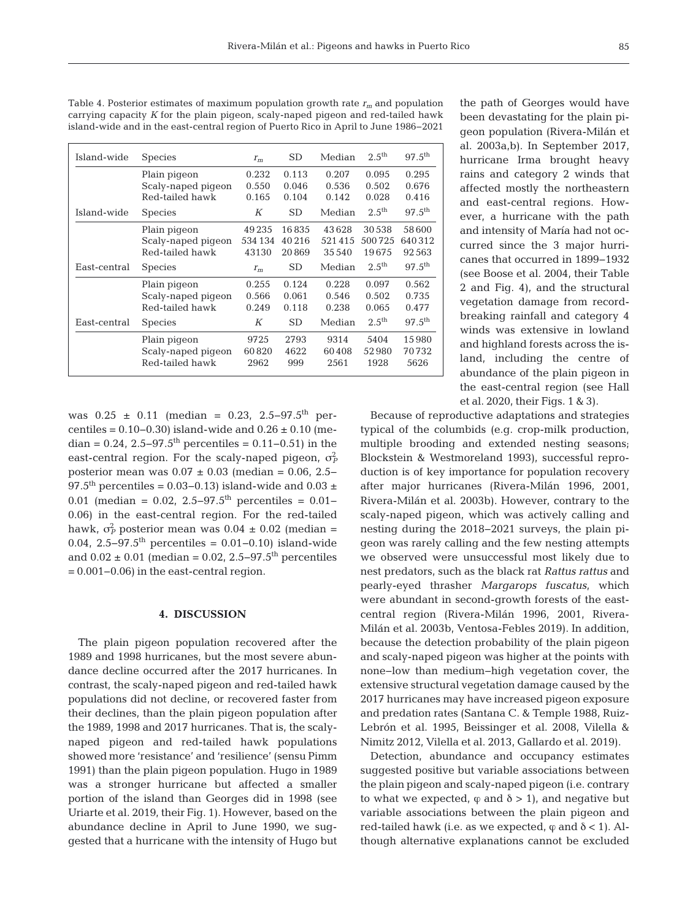Table 4. Posterior estimates of maximum population growth rate $r_m$ and population carrying capacity $K$ for the plain pigeon, scaly-naped pigeon and red-tailed hawk island-wide and in the east-central region of Puerto Rico in April to June 1986–2021

| Island-wide | Species | $r_m$ | SD | Median | 2.5[th] | 97.5[th] |
|---|---|---|---|---|---|---|
| | Plain pigeon | 0.232 | 0.113 | 0.207 | 0.095 | 0.295 |
| | Scaly-naped pigeon | 0.550 | 0.046 | 0.536 | 0.502 | 0.676 |
| | Red-tailed hawk | 0.165 | 0.104 | 0.142 | 0.028 | 0.416 |
| Island-wide | Species | $K$ | SD | Median | 2.5[th] | 97.5[th] |
| | Plain pigeon | 49235 | 16835 | 43628 | 30538 | 58600 |
| | Scaly-naped pigeon | 534134 | 40216 | 521415 | 500725 | 640312 |
| | Red-tailed hawk | 43130 | 20869 | 35540 | 19675 | 92563 |
| East-central | Species | $r_m$ | SD | Median | 2.5[th] | 97.5[th] |
| | Plain pigeon | 0.255 | 0.124 | 0.228 | 0.097 | 0.562 |
| | Scaly-naped pigeon | 0.566 | 0.061 | 0.546 | 0.502 | 0.735 |
| | Red-tailed hawk | 0.249 | 0.118 | 0.238 | 0.065 | 0.477 |
| East-central | Species | $K$ | SD | Median | 2.5[th] | 97.5[th] |
| | Plain pigeon | 9725 | 2793 | 9314 | 5404 | 15980 |
| | Scaly-naped pigeon | 60820 | 4622 | 60408 | 52980 | 70732 |
| | Red-tailed hawk | 2962 | 999 | 2561 | 1928 | 5626 |

was 0.25 ± 0.11 (median = 0.23, 2.5–97.5[th] percentiles = 0.10–0.30) island-wide and 0.26 ± 0.10 (median = 0.24, 2.5–97.5[th] percentiles = 0.11–0.51) in the east-central region. For the scaly-naped pigeon, $\sigma^2_P$ posterior mean was 0.07 ± 0.03 (median = 0.06, 2.5–97.5[th] percentiles = 0.03–0.13) island-wide and 0.03 ± 0.01 (median = 0.02, 2.5–97.5[th] percentiles = 0.01–0.06) in the east-central region. For the red-tailed hawk, $\sigma^2_P$ posterior mean was 0.04 ± 0.02 (median = 0.04, 2.5–97.5[th] percentiles = 0.01–0.10) island-wide and 0.02 ± 0.01 (median = 0.02, 2.5–97.5[th] percentiles = 0.001–0.06) in the east-central region.

## 4. DISCUSSION

The plain pigeon population recovered after the 1989 and 1998 hurricanes, but the most severe abundance decline occurred after the 2017 hurricanes. In contrast, the scaly-naped pigeon and red-tailed hawk populations did not decline, or recovered faster from their declines, than the plain pigeon population after the 1989, 1998 and 2017 hurricanes. That is, the scaly-naped pigeon and red-tailed hawk populations showed more 'resistance' and 'resilience' (sensu Pimm 1991) than the plain pigeon population. Hugo in 1989 was a stronger hurricane but affected a smaller portion of the island than Georges did in 1998 (see Uriarte et al. 2019, their Fig. 1). However, based on the abundance decline in April to June 1990, we suggested that a hurricane with the intensity of Hugo but the path of Georges would have been devastating for the plain pigeon population (Rivera-Milán et al. 2003a,b). In September 2017, hurricane Irma brought heavy rains and category 2 winds that affected mostly the northeastern and east-central regions. However, a hurricane with the path and intensity of María had not occurred since the 3 major hurricanes that occurred in 1899–1932 (see Boose et al. 2004, their Table 2 and Fig. 4), and the structural vegetation damage from record-breaking rainfall and category 4 winds was extensive in lowland and highland forests across the island, including the centre of abundance of the plain pigeon in the east-central region (see Hall et al. 2020, their Figs. 1 & 3).

Because of reproductive adaptations and strategies typical of the columbids (e.g. crop-milk production, multiple brooding and extended nesting seasons; Blockstein & Westmoreland 1993), successful reproduction is of key importance for population recovery after major hurricanes (Rivera-Milán 1996, 2001, Rivera-Milán et al. 2003b). However, contrary to the scaly-naped pigeon, which was actively calling and nesting during the 2018–2021 surveys, the plain pigeon was rarely calling and the few nesting attempts we observed were unsuccessful most likely due to nest predators, such as the black rat *Rattus rattus* and pearly-eyed thrasher *Margarops fuscatus*, which were abundant in second-growth forests of the east-central region (Rivera-Milán 1996, 2001, Rivera-Milán et al. 2003b, Ventosa-Febles 2019). In addition, because the detection probability of the plain pigeon and scaly-naped pigeon was higher at the points with none–low than medium–high vegetation cover, the extensive structural vegetation damage caused by the 2017 hurricanes may have increased pigeon exposure and predation rates (Santana C. & Temple 1988, Ruiz-Lebrón et al. 1995, Beissinger et al. 2008, Vilella & Nimitz 2012, Vilella et al. 2013, Gallardo et al. 2019).

Detection, abundance and occupancy estimates suggested positive but variable associations between the plain pigeon and scaly-naped pigeon (i.e. contrary to what we expected, $\varphi$ and $\delta > 1$), and negative but variable associations between the plain pigeon and red-tailed hawk (i.e. as we expected, $\varphi$ and $\delta < 1$). Although alternative explanations cannot be excluded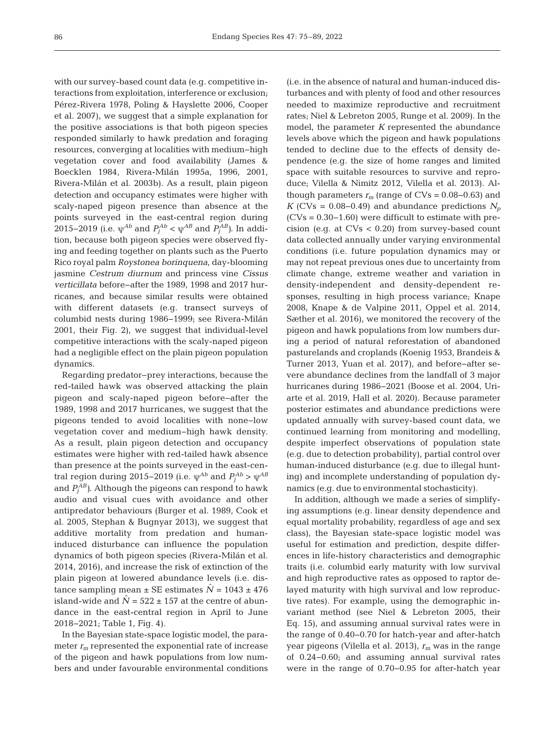with our survey-based count data (e.g. competitive interactions from exploitation, interference or exclusion; Pérez-Rivera 1978, Poling & Hayslette 2006, Cooper et al. 2007), we suggest that a simple explanation for the positive associations is that both pigeon species responded similarly to hawk predation and foraging resources, converging at localities with medium−high vegetation cover and food availability (James & Boecklen 1984, Rivera-Milán 1995a, 1996, 2001, Rivera-Milán et al. 2003b). As a result, plain pigeon detection and occupancy estimates were higher with scaly-naped pigeon presence than absence at the points surveyed in the east-central region during 2015−2019 (i.e. $\psi^{Ab}$ and $P_j^{Ab} < \psi^{AB}$ and $P_j^{AB}$). In addition, because both pigeon species were observed flying and feeding together on plants such as the Puerto Rico royal palm *Roystonea borinquena*, day-blooming jasmine *Cestrum diurnum* and princess vine *Cissus verticillata* before−after the 1989, 1998 and 2017 hurricanes, and because similar results were obtained with different datasets (e.g. transect surveys of columbid nests during 1986−1999; see Rivera-Milán 2001, their Fig. 2), we suggest that individual-level competitive interactions with the scaly-naped pigeon had a negligible effect on the plain pigeon population dynamics.

Regarding predator−prey interactions, because the red-tailed hawk was observed attacking the plain pigeon and scaly-naped pigeon before−after the 1989, 1998 and 2017 hurricanes, we suggest that the pigeons tended to avoid localities with none−low vegetation cover and medium−high hawk density. As a result, plain pigeon detection and occupancy estimates were higher with red-tailed hawk absence than presence at the points surveyed in the east-central region during 2015−2019 (i.e. $\psi^{Ab}$ and $P_j^{Ab} > \psi^{AB}$ and $P_j^{AB}$). Although the pigeons can respond to hawk audio and visual cues with avoidance and other antipredator behaviours (Burger et al. 1989, Cook et al. 2005, Stephan & Bugnyar 2013), we suggest that additive mortality from predation and human-induced disturbance can influence the population dynamics of both pigeon species (Rivera-Milán et al. 2014, 2016), and increase the risk of extinction of the plain pigeon at lowered abundance levels (i.e. distance sampling mean ± SE estimates $\hat{N} = 1043 \pm 476$ island-wide and $\hat{N} = 522 \pm 157$ at the centre of abundance in the east-central region in April to June 2018−2021; Table 1, Fig. 4).

In the Bayesian state-space logistic model, the parameter $r_m$ represented the exponential rate of increase of the pigeon and hawk populations from low numbers and under favourable environmental conditions (i.e. in the absence of natural and human-induced disturbances and with plenty of food and other resources needed to maximize reproductive and recruitment rates; Niel & Lebreton 2005, Runge et al. 2009). In the model, the parameter $K$ represented the abundance levels above which the pigeon and hawk populations tended to decline due to the effects of density dependence (e.g. the size of home ranges and limited space with suitable resources to survive and reproduce; Vilella & Nimitz 2012, Vilella et al. 2013). Although parameters $r_m$ (range of CVs = 0.08−0.63) and $K$ (CVs = 0.08−0.49) and abundance predictions $N_p$ (CVs = 0.30−1.60) were difficult to estimate with precision (e.g. at CVs < 0.20) from survey-based count data collected annually under varying environmental conditions (i.e. future population dynamics may or may not repeat previous ones due to uncertainty from climate change, extreme weather and variation in density-independent and density-dependent responses, resulting in high process variance; Knape 2008, Knape & de Valpine 2011, Oppel et al. 2014, Sæther et al. 2016), we monitored the recovery of the pigeon and hawk populations from low numbers during a period of natural reforestation of abandoned pasturelands and croplands (Koenig 1953, Brandeis & Turner 2013, Yuan et al. 2017), and before−after severe abundance declines from the landfall of 3 major hurricanes during 1986−2021 (Boose et al. 2004, Uriarte et al. 2019, Hall et al. 2020). Because parameter posterior estimates and abundance predictions were updated annually with survey-based count data, we continued learning from monitoring and modelling, despite imperfect observations of population state (e.g. due to detection probability), partial control over human-induced disturbance (e.g. due to illegal hunting) and incomplete understanding of population dynamics (e.g. due to environmental stochasticity).

In addition, although we made a series of simplifying assumptions (e.g. linear density dependence and equal mortality probability, regardless of age and sex class), the Bayesian state-space logistic model was useful for estimation and prediction, despite differences in life-history characteristics and demographic traits (i.e. columbid early maturity with low survival and high reproductive rates as opposed to raptor delayed maturity with high survival and low reproductive rates). For example, using the demographic invariant method (see Niel & Lebreton 2005, their Eq. 15), and assuming annual survival rates were in the range of 0.40−0.70 for hatch-year and after-hatch year pigeons (Vilella et al. 2013), $r_m$ was in the range of 0.24−0.60; and assuming annual survival rates were in the range of 0.70−0.95 for after-hatch year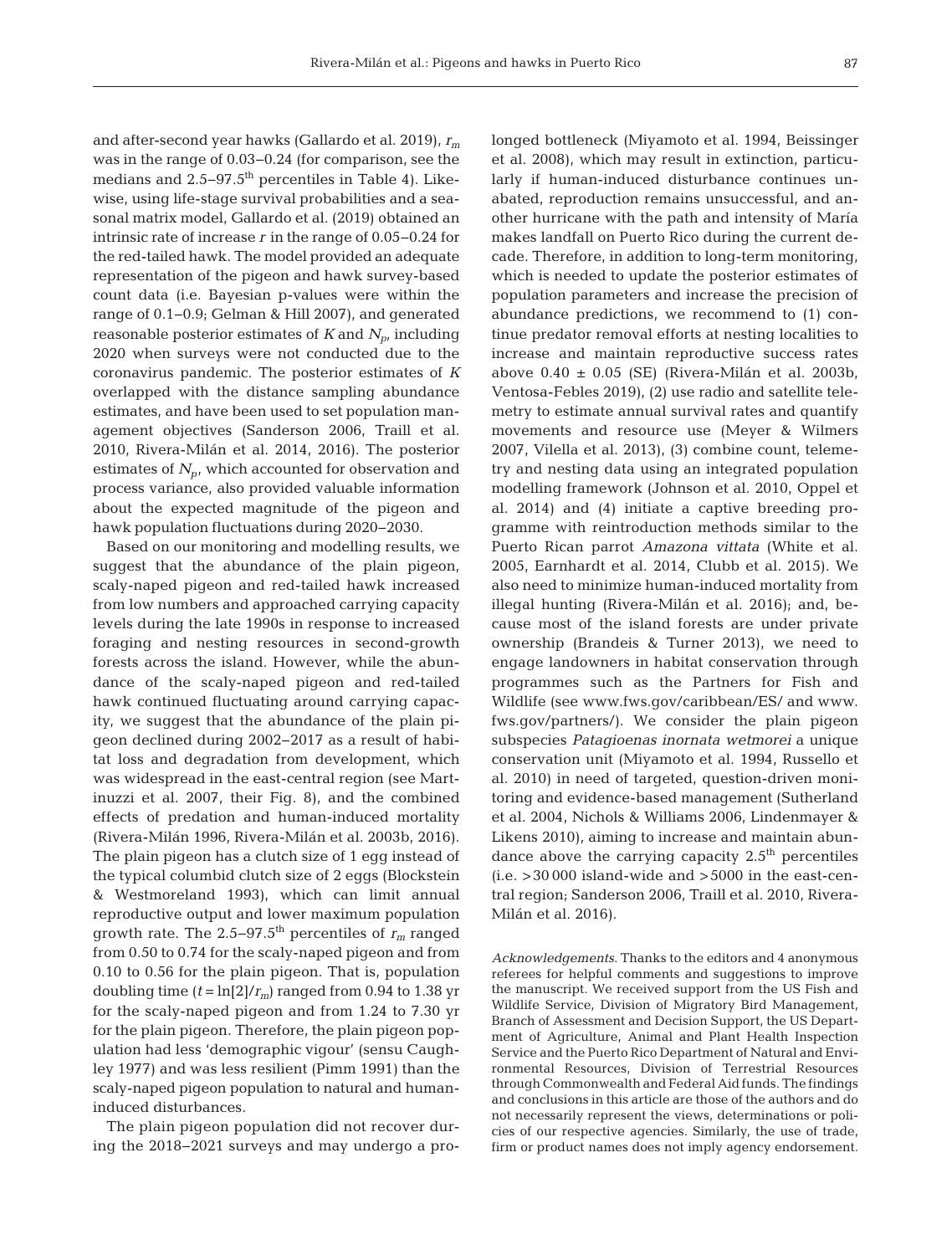and after-second year hawks (Gallardo et al. 2019), $r_m$ was in the range of 0.03–0.24 (for comparison, see the medians and 2.5–97.5$^{th}$ percentiles in Table 4). Likewise, using life-stage survival probabilities and a seasonal matrix model, Gallardo et al. (2019) obtained an intrinsic rate of increase $r$ in the range of 0.05–0.24 for the red-tailed hawk. The model provided an adequate representation of the pigeon and hawk survey-based count data (i.e. Bayesian p-values were within the range of 0.1–0.9; Gelman & Hill 2007), and generated reasonable posterior estimates of $K$ and $N_p$, including 2020 when surveys were not conducted due to the coronavirus pandemic. The posterior estimates of $K$ overlapped with the distance sampling abundance estimates, and have been used to set population management objectives (Sanderson 2006, Traill et al. 2010, Rivera-Milán et al. 2014, 2016). The posterior estimates of $N_p$, which accounted for observation and process variance, also provided valuable information about the expected magnitude of the pigeon and hawk population fluctuations during 2020–2030.

Based on our monitoring and modelling results, we suggest that the abundance of the plain pigeon, scaly-naped pigeon and red-tailed hawk increased from low numbers and approached carrying capacity levels during the late 1990s in response to increased foraging and nesting resources in second-growth forests across the island. However, while the abundance of the scaly-naped pigeon and red-tailed hawk continued fluctuating around carrying capacity, we suggest that the abundance of the plain pigeon declined during 2002–2017 as a result of habitat loss and degradation from development, which was widespread in the east-central region (see Martinuzzi et al. 2007, their Fig. 8), and the combined effects of predation and human-induced mortality (Rivera-Milán 1996, Rivera-Milán et al. 2003b, 2016). The plain pigeon has a clutch size of 1 egg instead of the typical columbid clutch size of 2 eggs (Blockstein & Westmoreland 1993), which can limit annual reproductive output and lower maximum population growth rate. The 2.5–97.5$^{th}$ percentiles of $r_m$ ranged from 0.50 to 0.74 for the scaly-naped pigeon and from 0.10 to 0.56 for the plain pigeon. That is, population doubling time ($t = \ln[2]/r_m$) ranged from 0.94 to 1.38 yr for the scaly-naped pigeon and from 1.24 to 7.30 yr for the plain pigeon. Therefore, the plain pigeon population had less 'demographic vigour' (sensu Caughley 1977) and was less resilient (Pimm 1991) than the scaly-naped pigeon population to natural and human-induced disturbances.

The plain pigeon population did not recover during the 2018–2021 surveys and may undergo a prolonged bottleneck (Miyamoto et al. 1994, Beissinger et al. 2008), which may result in extinction, particularly if human-induced disturbance continues unabated, reproduction remains unsuccessful, and another hurricane with the path and intensity of María makes landfall on Puerto Rico during the current decade. Therefore, in addition to long-term monitoring, which is needed to update the posterior estimates of population parameters and increase the precision of abundance predictions, we recommend to (1) continue predator removal efforts at nesting localities to increase and maintain reproductive success rates above 0.40 ± 0.05 (SE) (Rivera-Milán et al. 2003b, Ventosa-Febles 2019), (2) use radio and satellite telemetry to estimate annual survival rates and quantify movements and resource use (Meyer & Wilmers 2007, Vilella et al. 2013), (3) combine count, telemetry and nesting data using an integrated population modelling framework (Johnson et al. 2010, Oppel et al. 2014) and (4) initiate a captive breeding programme with reintroduction methods similar to the Puerto Rican parrot *Amazona vittata* (White et al. 2005, Earnhardt et al. 2014, Clubb et al. 2015). We also need to minimize human-induced mortality from illegal hunting (Rivera-Milán et al. 2016); and, because most of the island forests are under private ownership (Brandeis & Turner 2013), we need to engage landowners in habitat conservation through programmes such as the Partners for Fish and Wildlife (see www.fws.gov/caribbean/ES/ and www.fws.gov/partners/). We consider the plain pigeon subspecies *Patagioenas inornata wetmorei* a unique conservation unit (Miyamoto et al. 1994, Russello et al. 2010) in need of targeted, question-driven monitoring and evidence-based management (Sutherland et al. 2004, Nichols & Williams 2006, Lindenmayer & Likens 2010), aiming to increase and maintain abundance above the carrying capacity 2.5$^{th}$ percentiles (i.e. >30 000 island-wide and >5000 in the east-central region; Sanderson 2006, Traill et al. 2010, Rivera-Milán et al. 2016).

*Acknowledgements.* Thanks to the editors and 4 anonymous referees for helpful comments and suggestions to improve the manuscript. We received support from the US Fish and Wildlife Service, Division of Migratory Bird Management, Branch of Assessment and Decision Support, the US Department of Agriculture, Animal and Plant Health Inspection Service and the Puerto Rico Department of Natural and Environmental Resources, Division of Terrestrial Resources through Commonwealth and Federal Aid funds. The findings and conclusions in this article are those of the authors and do not necessarily represent the views, determinations or policies of our respective agencies. Similarly, the use of trade, firm or product names does not imply agency endorsement.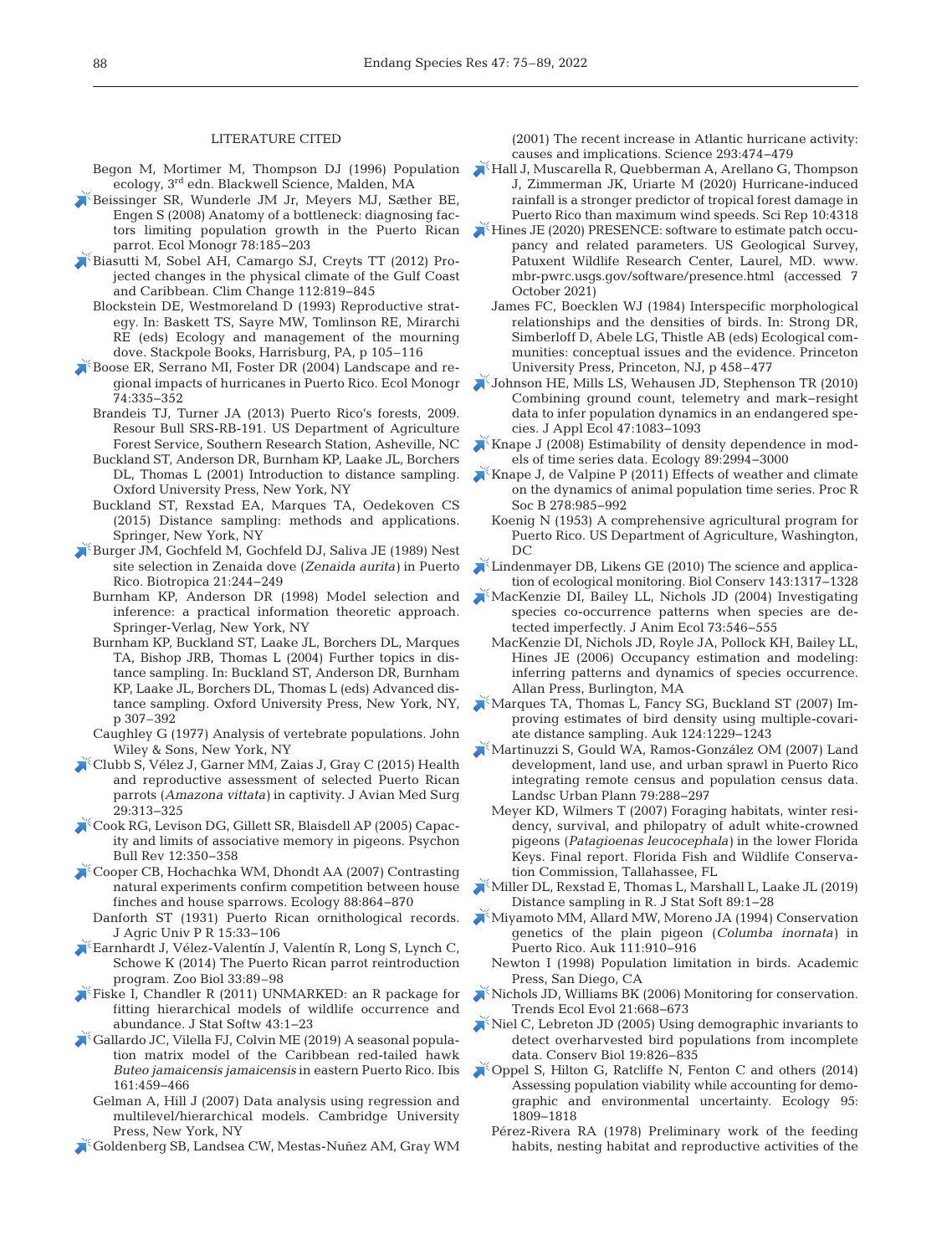## LITERATURE CITED

Begon M, Mortimer M, Thompson DJ (1996) Population ecology, 3rd edn. Blackwell Science, Malden, MA

Beissinger SR, Wunderle JM Jr, Meyers MJ, Sæther BE, Engen S (2008) Anatomy of a bottleneck: diagnosing factors limiting population growth in the Puerto Rican parrot. Ecol Monogr 78:185–203

Biasutti M, Sobel AH, Camargo SJ, Creyts TT (2012) Projected changes in the physical climate of the Gulf Coast and Caribbean. Clim Change 112:819–845

Blockstein DE, Westmoreland D (1993) Reproductive strategy. In: Baskett TS, Sayre MW, Tomlinson RE, Mirarchi RE (eds) Ecology and management of the mourning dove. Stackpole Books, Harrisburg, PA, p 105–116

Boose ER, Serrano MI, Foster DR (2004) Landscape and regional impacts of hurricanes in Puerto Rico. Ecol Monogr 74:335–352

Brandeis TJ, Turner JA (2013) Puerto Rico's forests, 2009. Resour Bull SRS-RB-191. US Department of Agriculture Forest Service, Southern Research Station, Asheville, NC

Buckland ST, Anderson DR, Burnham KP, Laake JL, Borchers DL, Thomas L (2001) Introduction to distance sampling. Oxford University Press, New York, NY

Buckland ST, Rexstad EA, Marques TA, Oedekoven CS (2015) Distance sampling: methods and applications. Springer, New York, NY

Burger JM, Gochfeld M, Gochfeld DJ, Saliva JE (1989) Nest site selection in Zenaida dove (*Zenaida aurita*) in Puerto Rico. Biotropica 21:244–249

Burnham KP, Anderson DR (1998) Model selection and inference: a practical information theoretic approach. Springer-Verlag, New York, NY

Burnham KP, Buckland ST, Laake JL, Borchers DL, Marques TA, Bishop JRB, Thomas L (2004) Further topics in distance sampling. In: Buckland ST, Anderson DR, Burnham KP, Laake JL, Borchers DL, Thomas L (eds) Advanced distance sampling. Oxford University Press, New York, NY, p 307–392

Caughley G (1977) Analysis of vertebrate populations. John Wiley & Sons, New York, NY

Clubb S, Vélez J, Garner MM, Zaias J, Gray C (2015) Health and reproductive assessment of selected Puerto Rican parrots (*Amazona vittata*) in captivity. J Avian Med Surg 29:313–325

Cook RG, Levison DG, Gillett SR, Blaisdell AP (2005) Capacity and limits of associative memory in pigeons. Psychon Bull Rev 12:350–358

Cooper CB, Hochachka WM, Dhondt AA (2007) Contrasting natural experiments confirm competition between house finches and house sparrows. Ecology 88:864–870

Danforth ST (1931) Puerto Rican ornithological records. J Agric Univ P R 15:33–106

Earnhardt J, Vélez-Valentín J, Valentín R, Long S, Lynch C, Schowe K (2014) The Puerto Rican parrot reintroduction program. Zoo Biol 33:89–98

Fiske I, Chandler R (2011) UNMARKED: an R package for fitting hierarchical models of wildlife occurrence and abundance. J Stat Softw 43:1–23

Gallardo JC, Vilella FJ, Colvin ME (2019) A seasonal population matrix model of the Caribbean red-tailed hawk *Buteo jamaicensis jamaicensis* in eastern Puerto Rico. Ibis 161:459–466

Gelman A, Hill J (2007) Data analysis using regression and multilevel/hierarchical models. Cambridge University Press, New York, NY

Goldenberg SB, Landsea CW, Mestas-Nuñez AM, Gray WM (2001) The recent increase in Atlantic hurricane activity: causes and implications. Science 293:474–479

Hall J, Muscarella R, Quebberman A, Arellano G, Thompson J, Zimmerman JK, Uriarte M (2020) Hurricane-induced rainfall is a stronger predictor of tropical forest damage in Puerto Rico than maximum wind speeds. Sci Rep 10:4318

Hines JE (2020) PRESENCE: software to estimate patch occupancy and related parameters. US Geological Survey, Patuxent Wildlife Research Center, Laurel, MD. www.mbr-pwrc.usgs.gov/software/presence.html (accessed 7 October 2021)

James FC, Boecklen WJ (1984) Interspecific morphological relationships and the densities of birds. In: Strong DR, Simberloff D, Abele LG, Thistle AB (eds) Ecological communities: conceptual issues and the evidence. Princeton University Press, Princeton, NJ, p 458–477

Johnson HE, Mills LS, Wehausen JD, Stephenson TR (2010) Combining ground count, telemetry and mark–resight data to infer population dynamics in an endangered species. J Appl Ecol 47:1083–1093

Knape J (2008) Estimability of density dependence in models of time series data. Ecology 89:2994–3000

Knape J, de Valpine P (2011) Effects of weather and climate on the dynamics of animal population time series. Proc R Soc B 278:985–992

Koenig N (1953) A comprehensive agricultural program for Puerto Rico. US Department of Agriculture, Washington, DC

Lindenmayer DB, Likens GE (2010) The science and application of ecological monitoring. Biol Conserv 143:1317–1328

MacKenzie DI, Bailey LL, Nichols JD (2004) Investigating species co-occurrence patterns when species are detected imperfectly. J Anim Ecol 73:546–555

MacKenzie DI, Nichols JD, Royle JA, Pollock KH, Bailey LL, Hines JE (2006) Occupancy estimation and modeling: inferring patterns and dynamics of species occurrence. Allan Press, Burlington, MA

Marques TA, Thomas L, Fancy SG, Buckland ST (2007) Improving estimates of bird density using multiple-covariate distance sampling. Auk 124:1229–1243

Martinuzzi S, Gould WA, Ramos-González OM (2007) Land development, land use, and urban sprawl in Puerto Rico integrating remote census and population census data. Landsc Urban Plann 79:288–297

Meyer KD, Wilmers T (2007) Foraging habitats, winter residency, survival, and philopatry of adult white-crowned pigeons (*Patagioenas leucocephala*) in the lower Florida Keys. Final report. Florida Fish and Wildlife Conservation Commission, Tallahassee, FL

Miller DL, Rexstad E, Thomas L, Marshall L, Laake JL (2019) Distance sampling in R. J Stat Soft 89:1–28

Miyamoto MM, Allard MW, Moreno JA (1994) Conservation genetics of the plain pigeon (*Columba inornata*) in Puerto Rico. Auk 111:910–916

Newton I (1998) Population limitation in birds. Academic Press, San Diego, CA

Nichols JD, Williams BK (2006) Monitoring for conservation. Trends Ecol Evol 21:668–673

Niel C, Lebreton JD (2005) Using demographic invariants to detect overharvested bird populations from incomplete data. Conserv Biol 19:826–835

Oppel S, Hilton G, Ratcliffe N, Fenton C and others (2014) Assessing population viability while accounting for demographic and environmental uncertainty. Ecology 95: 1809–1818

Pérez-Rivera RA (1978) Preliminary work of the feeding habits, nesting habitat and reproductive activities of the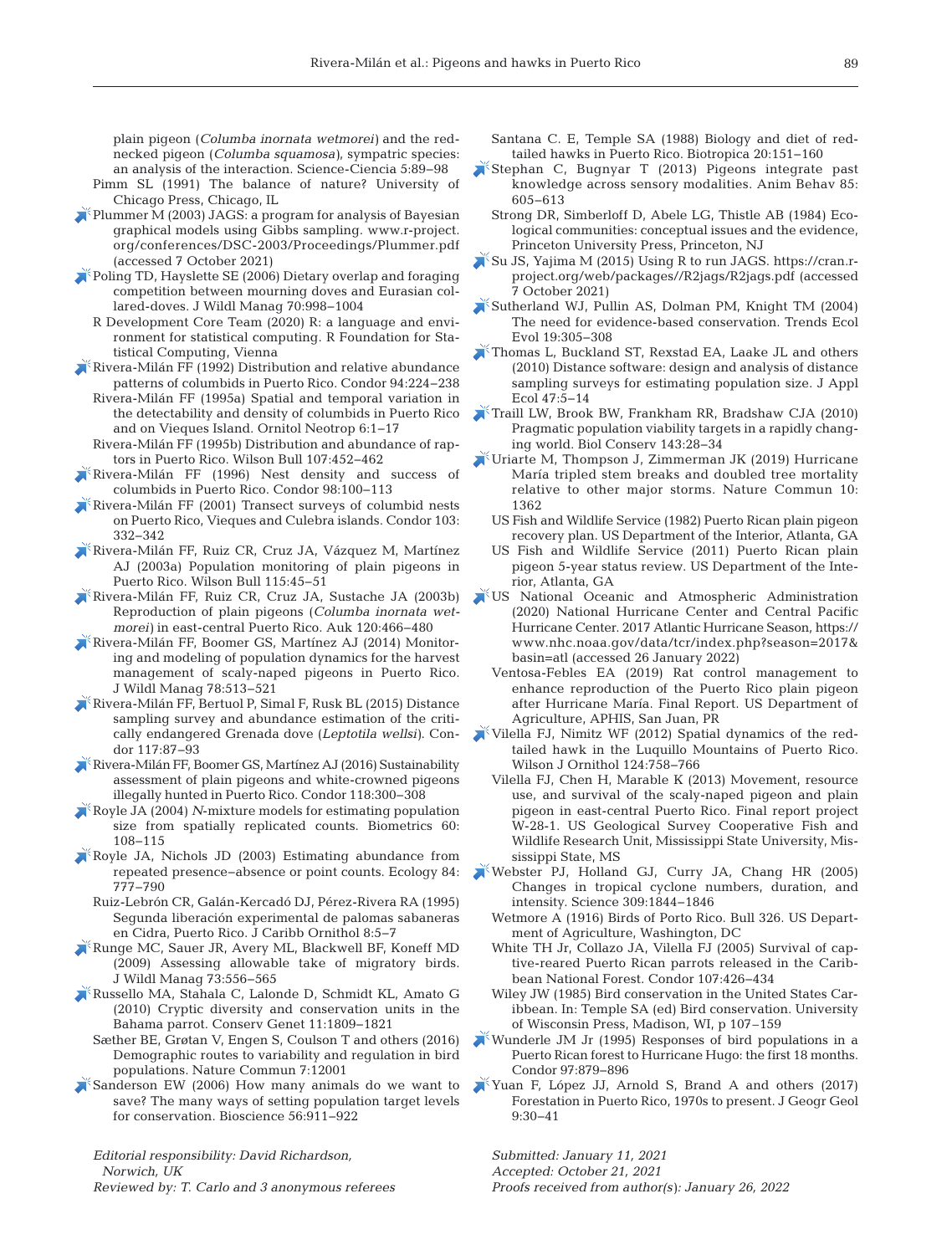plain pigeon (*Columba inornata wetmorei*) and the red-necked pigeon (*Columba squamosa*), sympatric species: an analysis of the interaction. Science-Ciencia 5:89–98

Pimm SL (1991) The balance of nature? University of Chicago Press, Chicago, IL

Plummer M (2003) JAGS: a program for analysis of Bayesian graphical models using Gibbs sampling. www.r-project.org/conferences/DSC-2003/Proceedings/Plummer.pdf (accessed 7 October 2021)

Poling TD, Hayslette SE (2006) Dietary overlap and foraging competition between mourning doves and Eurasian collared-doves. J Wildl Manag 70:998–1004

R Development Core Team (2020) R: a language and environment for statistical computing. R Foundation for Statistical Computing, Vienna

Rivera-Milán FF (1992) Distribution and relative abundance patterns of columbids in Puerto Rico. Condor 94:224–238

Rivera-Milán FF (1995a) Spatial and temporal variation in the detectability and density of columbids in Puerto Rico and on Vieques Island. Ornitol Neotrop 6:1–17

Rivera-Milán FF (1995b) Distribution and abundance of raptors in Puerto Rico. Wilson Bull 107:452–462

Rivera-Milán FF (1996) Nest density and success of columbids in Puerto Rico. Condor 98:100–113

Rivera-Milán FF (2001) Transect surveys of columbid nests on Puerto Rico, Vieques and Culebra islands. Condor 103: 332–342

Rivera-Milán FF, Ruiz CR, Cruz JA, Vázquez M, Martínez AJ (2003a) Population monitoring of plain pigeons in Puerto Rico. Wilson Bull 115:45–51

Rivera-Milán FF, Ruiz CR, Cruz JA, Sustache JA (2003b) Reproduction of plain pigeons (*Columba inornata wetmorei*) in east-central Puerto Rico. Auk 120:466–480

Rivera-Milán FF, Boomer GS, Martínez AJ (2014) Monitoring and modeling of population dynamics for the harvest management of scaly-naped pigeons in Puerto Rico. J Wildl Manag 78:513–521

Rivera-Milán FF, Bertuol P, Simal F, Rusk BL (2015) Distance sampling survey and abundance estimation of the critically endangered Grenada dove (*Leptotila wellsi*). Condor 117:87–93

Rivera-Milán FF, Boomer GS, Martínez AJ (2016) Sustainability assessment of plain pigeons and white-crowned pigeons illegally hunted in Puerto Rico. Condor 118:300–308

Royle JA (2004) *N*-mixture models for estimating population size from spatially replicated counts. Biometrics 60: 108–115

Royle JA, Nichols JD (2003) Estimating abundance from repeated presence–absence or point counts. Ecology 84: 777–790

Ruiz-Lebrón CR, Galán-Kercadó DJ, Pérez-Rivera RA (1995) Segunda liberación experimental de palomas sabaneras en Cidra, Puerto Rico. J Caribb Ornithol 8:5–7

Runge MC, Sauer JR, Avery ML, Blackwell BF, Koneff MD (2009) Assessing allowable take of migratory birds. J Wildl Manag 73:556–565

Russello MA, Stahala C, Lalonde D, Schmidt KL, Amato G (2010) Cryptic diversity and conservation units in the Bahama parrot. Conserv Genet 11:1809–1821

Sæther BE, Grøtan V, Engen S, Coulson T and others (2016) Demographic routes to variability and regulation in bird populations. Nature Commun 7:12001

Sanderson EW (2006) How many animals do we want to save? The many ways of setting population target levels for conservation. Bioscience 56:911–922

Santana C. E, Temple SA (1988) Biology and diet of red-tailed hawks in Puerto Rico. Biotropica 20:151–160

Stephan C, Bugnyar T (2013) Pigeons integrate past knowledge across sensory modalities. Anim Behav 85: 605–613

Strong DR, Simberloff D, Abele LG, Thistle AB (1984) Ecological communities: conceptual issues and the evidence, Princeton University Press, Princeton, NJ

Su JS, Yajima M (2015) Using R to run JAGS. https://cran.r-project.org/web/packages//R2jags/R2jags.pdf (accessed 7 October 2021)

Sutherland WJ, Pullin AS, Dolman PM, Knight TM (2004) The need for evidence-based conservation. Trends Ecol Evol 19:305–308

Thomas L, Buckland ST, Rexstad EA, Laake JL and others (2010) Distance software: design and analysis of distance sampling surveys for estimating population size. J Appl Ecol 47:5–14

Traill LW, Brook BW, Frankham RR, Bradshaw CJA (2010) Pragmatic population viability targets in a rapidly changing world. Biol Conserv 143:28–34

Uriarte M, Thompson J, Zimmerman JK (2019) Hurricane María tripled stem breaks and doubled tree mortality relative to other major storms. Nature Commun 10: 1362

US Fish and Wildlife Service (1982) Puerto Rican plain pigeon recovery plan. US Department of the Interior, Atlanta, GA

US Fish and Wildlife Service (2011) Puerto Rican plain pigeon 5-year status review. US Department of the Interior, Atlanta, GA

US National Oceanic and Atmospheric Administration (2020) National Hurricane Center and Central Pacific Hurricane Center. 2017 Atlantic Hurricane Season, https://www.nhc.noaa.gov/data/tcr/index.php?season=2017&basin=atl (accessed 26 January 2022)

Ventosa-Febles EA (2019) Rat control management to enhance reproduction of the Puerto Rico plain pigeon after Hurricane María. Final Report. US Department of Agriculture, APHIS, San Juan, PR

Vilella FJ, Nimitz WF (2012) Spatial dynamics of the red-tailed hawk in the Luquillo Mountains of Puerto Rico. Wilson J Ornithol 124:758–766

Vilella FJ, Chen H, Marable K (2013) Movement, resource use, and survival of the scaly-naped pigeon and plain pigeon in east-central Puerto Rico. Final report project W-28-1. US Geological Survey Cooperative Fish and Wildlife Research Unit, Mississippi State University, Mississippi State, MS

Webster PJ, Holland GJ, Curry JA, Chang HR (2005) Changes in tropical cyclone numbers, duration, and intensity. Science 309:1844–1846

Wetmore A (1916) Birds of Porto Rico. Bull 326. US Department of Agriculture, Washington, DC

White TH Jr, Collazo JA, Vilella FJ (2005) Survival of captive-reared Puerto Rican parrots released in the Caribbean National Forest. Condor 107:426–434

Wiley JW (1985) Bird conservation in the United States Caribbean. In: Temple SA (ed) Bird conservation. University of Wisconsin Press, Madison, WI, p 107–159

Wunderle JM Jr (1995) Responses of bird populations in a Puerto Rican forest to Hurricane Hugo: the first 18 months. Condor 97:879–896

Yuan F, López JJ, Arnold S, Brand A and others (2017) Forestation in Puerto Rico, 1970s to present. J Geogr Geol 9:30–41

*Editorial responsibility: David Richardson, Norwich, UK*
*Reviewed by: T. Carlo and 3 anonymous referees*

*Submitted: January 11, 2021*
*Accepted: October 21, 2021*
*Proofs received from author(s): January 26, 2022*